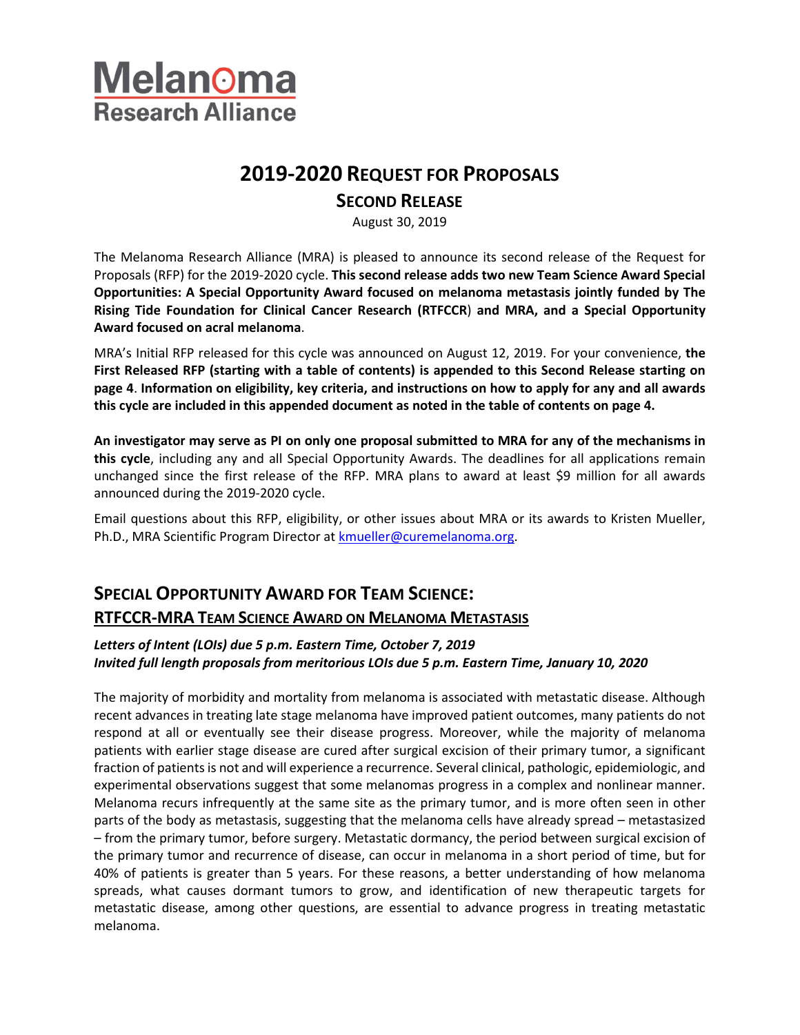Melanoma Research Alliance

# 2019-2020 Request for Proposals

## Second Release

August 30, 2019

The Melanoma Research Alliance (MRA) is pleased to announce its second release of the Request for Proposals (RFP) for the 2019-2020 cycle. **This second release adds two new Team Science Award Special Opportunities: A Special Opportunity Award focused on melanoma metastasis jointly funded by The Rising Tide Foundation for Clinical Cancer Research (RTFCCR) and MRA, and a Special Opportunity Award focused on acral melanoma**.

MRA's Initial RFP released for this cycle was announced on August 12, 2019. For your convenience, **the First Released RFP (starting with a table of contents) is appended to this Second Release starting on page 4**. **Information on eligibility, key criteria, and instructions on how to apply for any and all awards this cycle are included in this appended document as noted in the table of contents on page 4.**

**An investigator may serve as PI on only one proposal submitted to MRA for any of the mechanisms in this cycle**, including any and all Special Opportunity Awards. The deadlines for all applications remain unchanged since the first release of the RFP. MRA plans to award at least $9 million for all awards announced during the 2019-2020 cycle.

Email questions about this RFP, eligibility, or other issues about MRA or its awards to Kristen Mueller, Ph.D., MRA Scientific Program Director at kmueller@curemelanoma.org.

## Special Opportunity Award for Team Science: RTFCCR-MRA Team Science Award on Melanoma Metastasis

***Letters of Intent (LOIs) due 5 p.m. Eastern Time, October 7, 2019***
***Invited full length proposals from meritorious LOIs due 5 p.m. Eastern Time, January 10, 2020***

The majority of morbidity and mortality from melanoma is associated with metastatic disease. Although recent advances in treating late stage melanoma have improved patient outcomes, many patients do not respond at all or eventually see their disease progress. Moreover, while the majority of melanoma patients with earlier stage disease are cured after surgical excision of their primary tumor, a significant fraction of patients is not and will experience a recurrence. Several clinical, pathologic, epidemiologic, and experimental observations suggest that some melanomas progress in a complex and nonlinear manner. Melanoma recurs infrequently at the same site as the primary tumor, and is more often seen in other parts of the body as metastasis, suggesting that the melanoma cells have already spread – metastasized – from the primary tumor, before surgery. Metastatic dormancy, the period between surgical excision of the primary tumor and recurrence of disease, can occur in melanoma in a short period of time, but for 40% of patients is greater than 5 years. For these reasons, a better understanding of how melanoma spreads, what causes dormant tumors to grow, and identification of new therapeutic targets for metastatic disease, among other questions, are essential to advance progress in treating metastatic melanoma.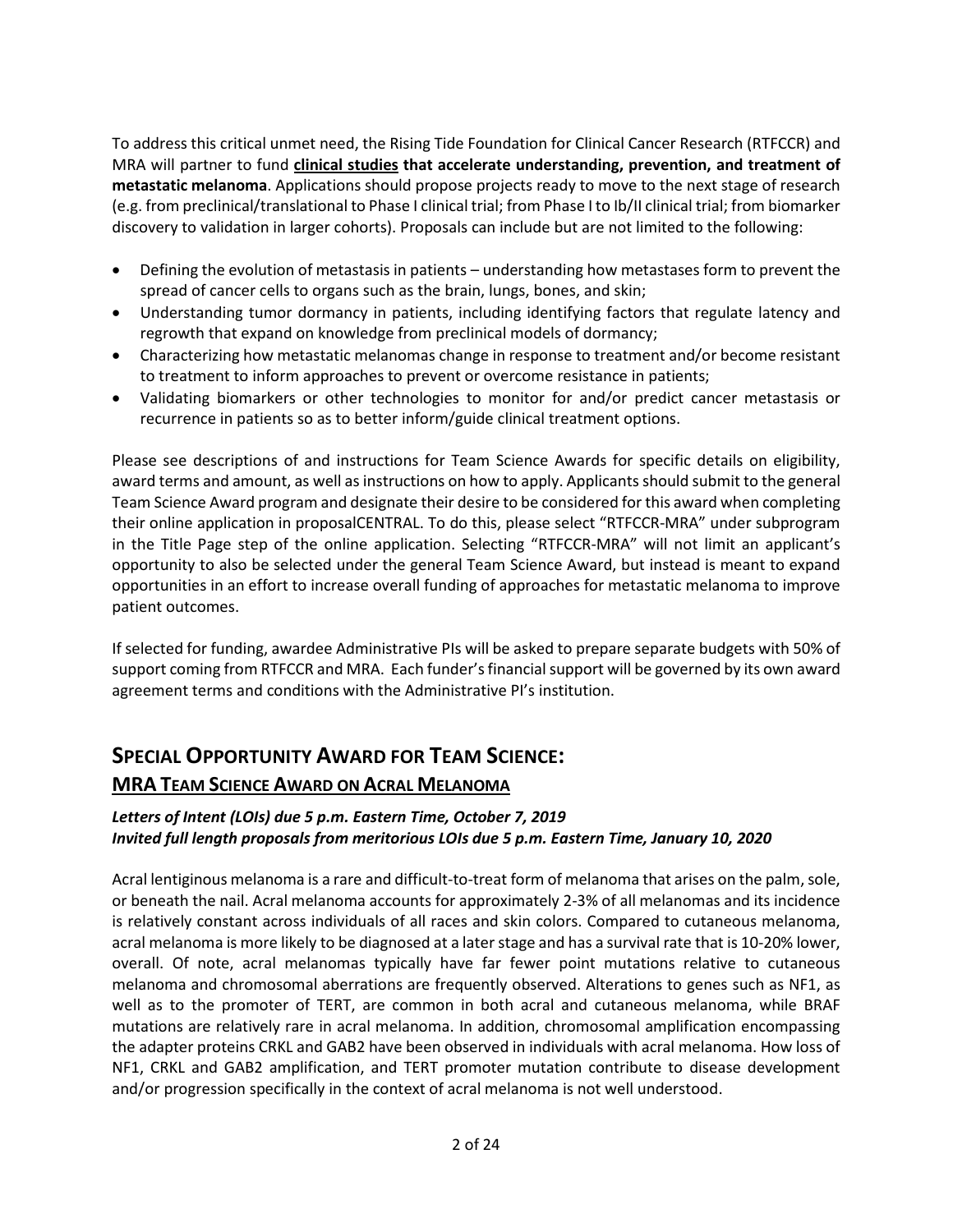To address this critical unmet need, the Rising Tide Foundation for Clinical Cancer Research (RTFCCR) and MRA will partner to fund **clinical studies that accelerate understanding, prevention, and treatment of metastatic melanoma**. Applications should propose projects ready to move to the next stage of research (e.g. from preclinical/translational to Phase I clinical trial; from Phase I to Ib/II clinical trial; from biomarker discovery to validation in larger cohorts). Proposals can include but are not limited to the following:

- Defining the evolution of metastasis in patients – understanding how metastases form to prevent the spread of cancer cells to organs such as the brain, lungs, bones, and skin;
- Understanding tumor dormancy in patients, including identifying factors that regulate latency and regrowth that expand on knowledge from preclinical models of dormancy;
- Characterizing how metastatic melanomas change in response to treatment and/or become resistant to treatment to inform approaches to prevent or overcome resistance in patients;
- Validating biomarkers or other technologies to monitor for and/or predict cancer metastasis or recurrence in patients so as to better inform/guide clinical treatment options.

Please see descriptions of and instructions for Team Science Awards for specific details on eligibility, award terms and amount, as well as instructions on how to apply. Applicants should submit to the general Team Science Award program and designate their desire to be considered for this award when completing their online application in proposalCENTRAL. To do this, please select "RTFCCR-MRA" under subprogram in the Title Page step of the online application. Selecting "RTFCCR-MRA" will not limit an applicant's opportunity to also be selected under the general Team Science Award, but instead is meant to expand opportunities in an effort to increase overall funding of approaches for metastatic melanoma to improve patient outcomes.

If selected for funding, awardee Administrative PIs will be asked to prepare separate budgets with 50% of support coming from RTFCCR and MRA. Each funder's financial support will be governed by its own award agreement terms and conditions with the Administrative PI's institution.

## SPECIAL OPPORTUNITY AWARD FOR TEAM SCIENCE:

### MRA TEAM SCIENCE AWARD ON ACRAL MELANOMA

***Letters of Intent (LOIs) due 5 p.m. Eastern Time, October 7, 2019***
***Invited full length proposals from meritorious LOIs due 5 p.m. Eastern Time, January 10, 2020***

Acral lentiginous melanoma is a rare and difficult-to-treat form of melanoma that arises on the palm, sole, or beneath the nail. Acral melanoma accounts for approximately 2-3% of all melanomas and its incidence is relatively constant across individuals of all races and skin colors. Compared to cutaneous melanoma, acral melanoma is more likely to be diagnosed at a later stage and has a survival rate that is 10-20% lower, overall. Of note, acral melanomas typically have far fewer point mutations relative to cutaneous melanoma and chromosomal aberrations are frequently observed. Alterations to genes such as NF1, as well as to the promoter of TERT, are common in both acral and cutaneous melanoma, while BRAF mutations are relatively rare in acral melanoma. In addition, chromosomal amplification encompassing the adapter proteins CRKL and GAB2 have been observed in individuals with acral melanoma. How loss of NF1, CRKL and GAB2 amplification, and TERT promoter mutation contribute to disease development and/or progression specifically in the context of acral melanoma is not well understood.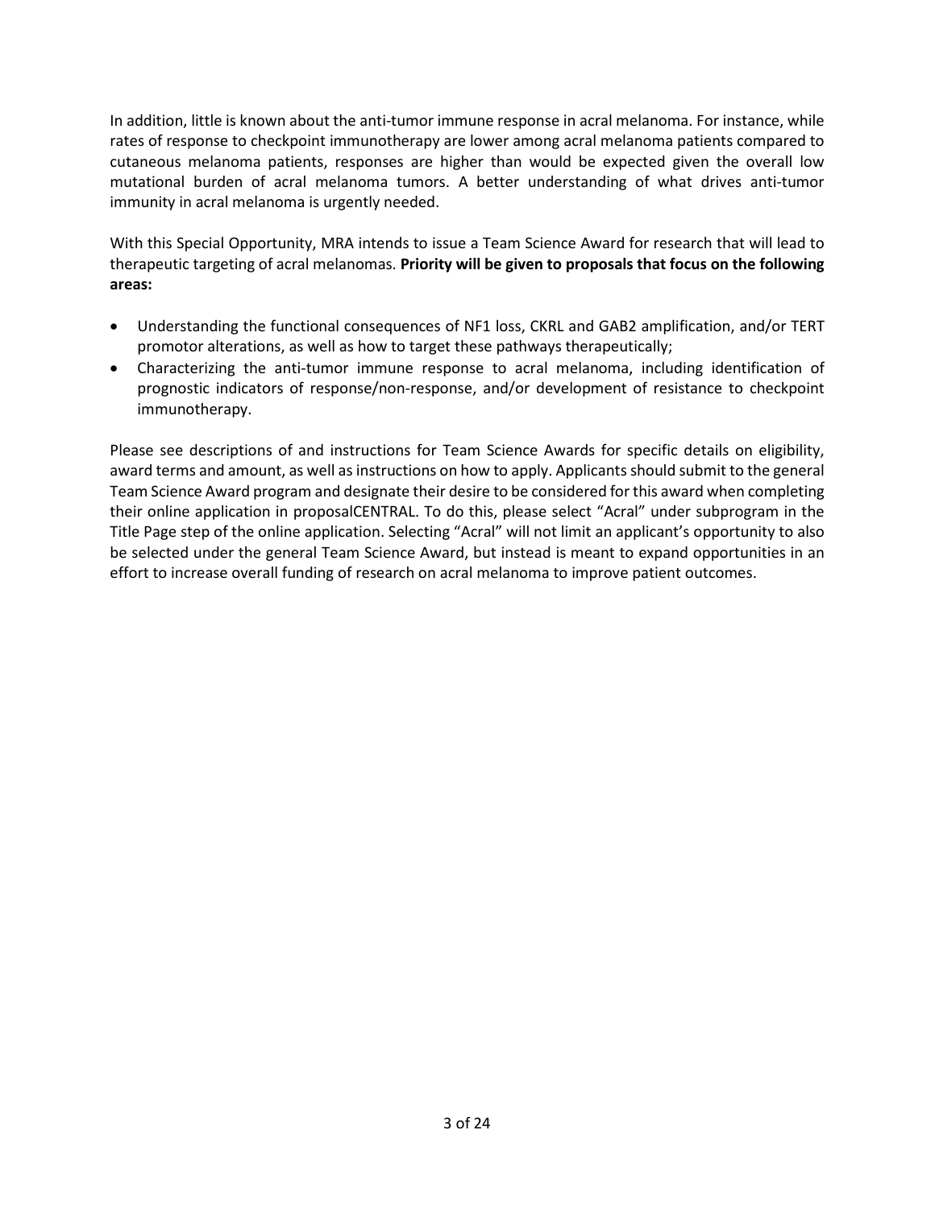In addition, little is known about the anti-tumor immune response in acral melanoma. For instance, while rates of response to checkpoint immunotherapy are lower among acral melanoma patients compared to cutaneous melanoma patients, responses are higher than would be expected given the overall low mutational burden of acral melanoma tumors. A better understanding of what drives anti-tumor immunity in acral melanoma is urgently needed.

With this Special Opportunity, MRA intends to issue a Team Science Award for research that will lead to therapeutic targeting of acral melanomas. **Priority will be given to proposals that focus on the following areas:**

- Understanding the functional consequences of NF1 loss, CKRL and GAB2 amplification, and/or TERT promotor alterations, as well as how to target these pathways therapeutically;
- Characterizing the anti-tumor immune response to acral melanoma, including identification of prognostic indicators of response/non-response, and/or development of resistance to checkpoint immunotherapy.

Please see descriptions of and instructions for Team Science Awards for specific details on eligibility, award terms and amount, as well as instructions on how to apply. Applicants should submit to the general Team Science Award program and designate their desire to be considered for this award when completing their online application in proposalCENTRAL. To do this, please select "Acral" under subprogram in the Title Page step of the online application. Selecting "Acral" will not limit an applicant's opportunity to also be selected under the general Team Science Award, but instead is meant to expand opportunities in an effort to increase overall funding of research on acral melanoma to improve patient outcomes.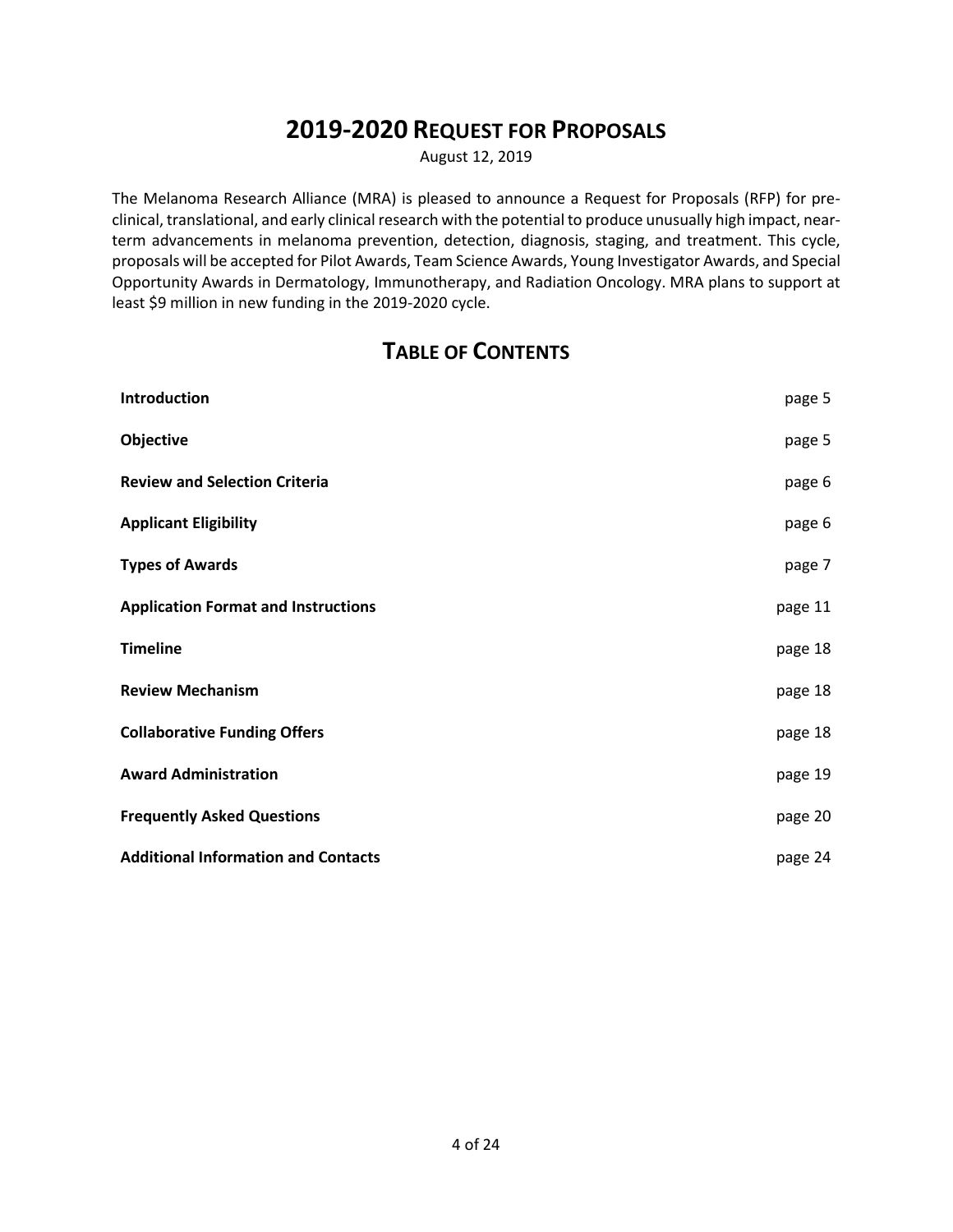# 2019-2020 Request for Proposals

August 12, 2019

The Melanoma Research Alliance (MRA) is pleased to announce a Request for Proposals (RFP) for pre-clinical, translational, and early clinical research with the potential to produce unusually high impact, near-term advancements in melanoma prevention, detection, diagnosis, staging, and treatment. This cycle, proposals will be accepted for Pilot Awards, Team Science Awards, Young Investigator Awards, and Special Opportunity Awards in Dermatology, Immunotherapy, and Radiation Oncology. MRA plans to support at least $9 million in new funding in the 2019-2020 cycle.

## Table of Contents

| | |
|---|---|
| **Introduction** | page 5 |
| **Objective** | page 5 |
| **Review and Selection Criteria** | page 6 |
| **Applicant Eligibility** | page 6 |
| **Types of Awards** | page 7 |
| **Application Format and Instructions** | page 11 |
| **Timeline** | page 18 |
| **Review Mechanism** | page 18 |
| **Collaborative Funding Offers** | page 18 |
| **Award Administration** | page 19 |
| **Frequently Asked Questions** | page 20 |
| **Additional Information and Contacts** | page 24 |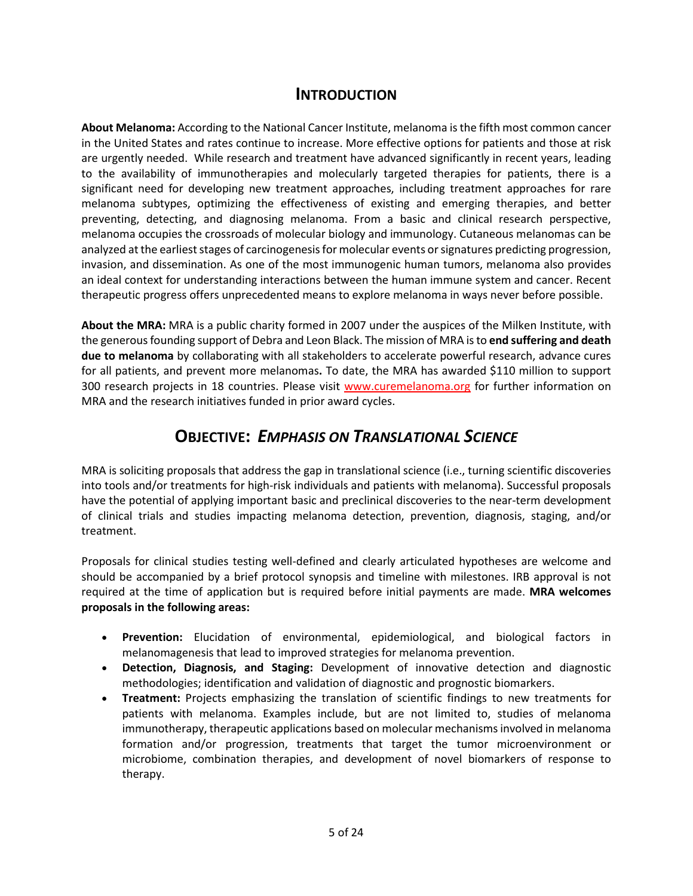## INTRODUCTION

**About Melanoma:** According to the National Cancer Institute, melanoma is the fifth most common cancer in the United States and rates continue to increase. More effective options for patients and those at risk are urgently needed. While research and treatment have advanced significantly in recent years, leading to the availability of immunotherapies and molecularly targeted therapies for patients, there is a significant need for developing new treatment approaches, including treatment approaches for rare melanoma subtypes, optimizing the effectiveness of existing and emerging therapies, and better preventing, detecting, and diagnosing melanoma. From a basic and clinical research perspective, melanoma occupies the crossroads of molecular biology and immunology. Cutaneous melanomas can be analyzed at the earliest stages of carcinogenesis for molecular events or signatures predicting progression, invasion, and dissemination. As one of the most immunogenic human tumors, melanoma also provides an ideal context for understanding interactions between the human immune system and cancer. Recent therapeutic progress offers unprecedented means to explore melanoma in ways never before possible.

**About the MRA:** MRA is a public charity formed in 2007 under the auspices of the Milken Institute, with the generous founding support of Debra and Leon Black. The mission of MRA is to **end suffering and death due to melanoma** by collaborating with all stakeholders to accelerate powerful research, advance cures for all patients, and prevent more melanomas**.** To date, the MRA has awarded $110 million to support 300 research projects in 18 countries. Please visit [www.curemelanoma.org](http://www.curemelanoma.org) for further information on MRA and the research initiatives funded in prior award cycles.

## OBJECTIVE: *EMPHASIS ON TRANSLATIONAL SCIENCE*

MRA is soliciting proposals that address the gap in translational science (i.e., turning scientific discoveries into tools and/or treatments for high-risk individuals and patients with melanoma). Successful proposals have the potential of applying important basic and preclinical discoveries to the near-term development of clinical trials and studies impacting melanoma detection, prevention, diagnosis, staging, and/or treatment.

Proposals for clinical studies testing well-defined and clearly articulated hypotheses are welcome and should be accompanied by a brief protocol synopsis and timeline with milestones. IRB approval is not required at the time of application but is required before initial payments are made. **MRA welcomes proposals in the following areas:**

- **Prevention:** Elucidation of environmental, epidemiological, and biological factors in melanomagenesis that lead to improved strategies for melanoma prevention.
- **Detection, Diagnosis, and Staging:** Development of innovative detection and diagnostic methodologies; identification and validation of diagnostic and prognostic biomarkers.
- **Treatment:** Projects emphasizing the translation of scientific findings to new treatments for patients with melanoma. Examples include, but are not limited to, studies of melanoma immunotherapy, therapeutic applications based on molecular mechanisms involved in melanoma formation and/or progression, treatments that target the tumor microenvironment or microbiome, combination therapies, and development of novel biomarkers of response to therapy.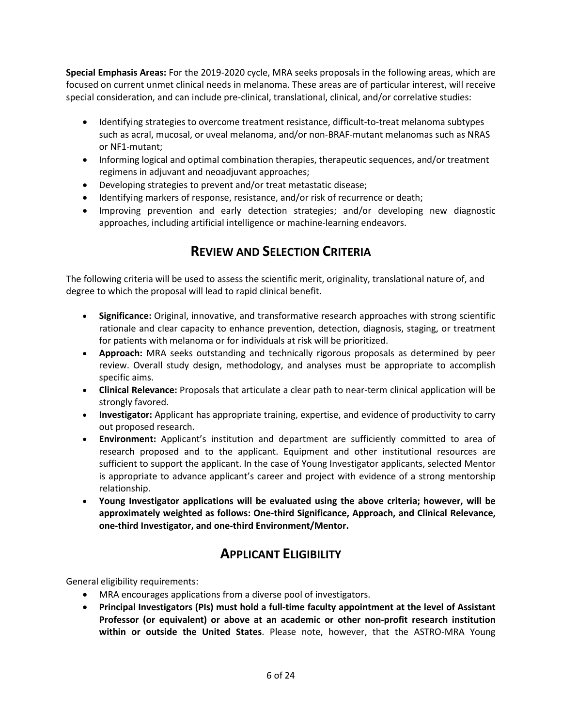**Special Emphasis Areas:** For the 2019-2020 cycle, MRA seeks proposals in the following areas, which are focused on current unmet clinical needs in melanoma. These areas are of particular interest, will receive special consideration, and can include pre-clinical, translational, clinical, and/or correlative studies:

- Identifying strategies to overcome treatment resistance, difficult-to-treat melanoma subtypes such as acral, mucosal, or uveal melanoma, and/or non-BRAF-mutant melanomas such as NRAS or NF1-mutant;
- Informing logical and optimal combination therapies, therapeutic sequences, and/or treatment regimens in adjuvant and neoadjuvant approaches;
- Developing strategies to prevent and/or treat metastatic disease;
- Identifying markers of response, resistance, and/or risk of recurrence or death;
- Improving prevention and early detection strategies; and/or developing new diagnostic approaches, including artificial intelligence or machine-learning endeavors.

## REVIEW AND SELECTION CRITERIA

The following criteria will be used to assess the scientific merit, originality, translational nature of, and degree to which the proposal will lead to rapid clinical benefit.

- **Significance:** Original, innovative, and transformative research approaches with strong scientific rationale and clear capacity to enhance prevention, detection, diagnosis, staging, or treatment for patients with melanoma or for individuals at risk will be prioritized.
- **Approach:** MRA seeks outstanding and technically rigorous proposals as determined by peer review. Overall study design, methodology, and analyses must be appropriate to accomplish specific aims.
- **Clinical Relevance:** Proposals that articulate a clear path to near-term clinical application will be strongly favored.
- **Investigator:** Applicant has appropriate training, expertise, and evidence of productivity to carry out proposed research.
- **Environment:** Applicant's institution and department are sufficiently committed to area of research proposed and to the applicant. Equipment and other institutional resources are sufficient to support the applicant. In the case of Young Investigator applicants, selected Mentor is appropriate to advance applicant's career and project with evidence of a strong mentorship relationship.
- **Young Investigator applications will be evaluated using the above criteria; however, will be approximately weighted as follows: One-third Significance, Approach, and Clinical Relevance, one-third Investigator, and one-third Environment/Mentor.**

## APPLICANT ELIGIBILITY

General eligibility requirements:

- MRA encourages applications from a diverse pool of investigators.
- **Principal Investigators (PIs) must hold a full-time faculty appointment at the level of Assistant Professor (or equivalent) or above at an academic or other non-profit research institution within or outside the United States**. Please note, however, that the ASTRO-MRA Young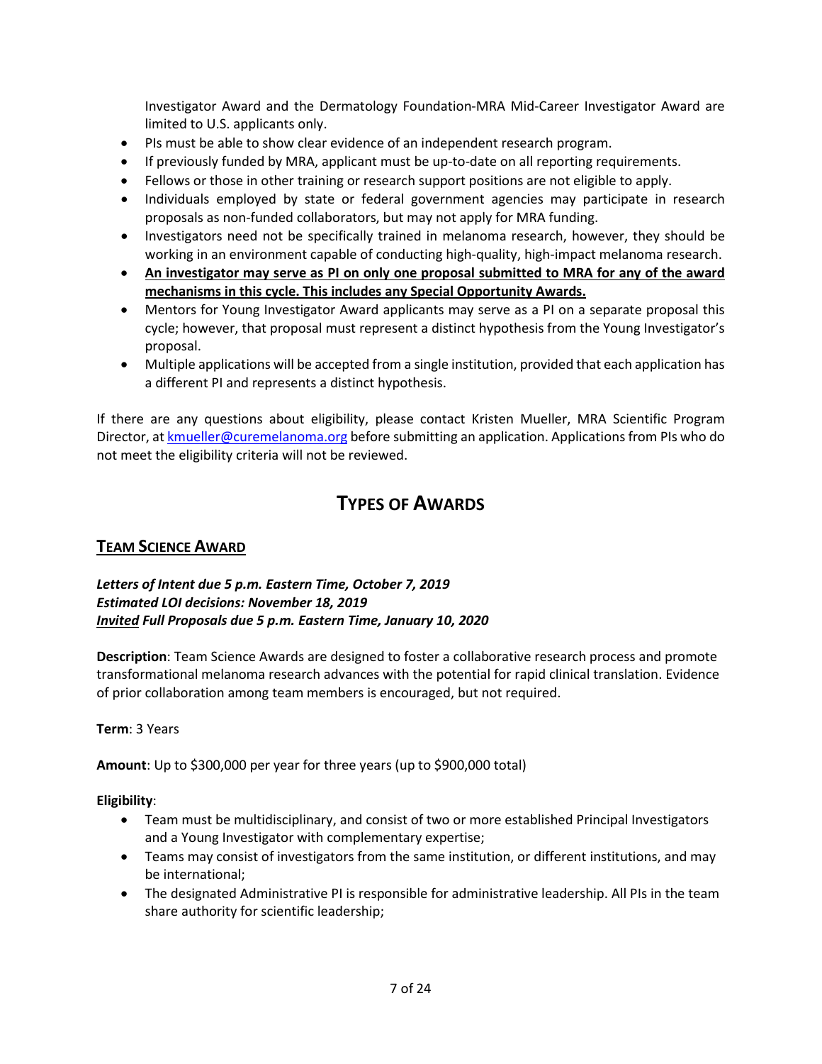Investigator Award and the Dermatology Foundation-MRA Mid-Career Investigator Award are limited to U.S. applicants only.

- PIs must be able to show clear evidence of an independent research program.
- If previously funded by MRA, applicant must be up-to-date on all reporting requirements.
- Fellows or those in other training or research support positions are not eligible to apply.
- Individuals employed by state or federal government agencies may participate in research proposals as non-funded collaborators, but may not apply for MRA funding.
- Investigators need not be specifically trained in melanoma research, however, they should be working in an environment capable of conducting high-quality, high-impact melanoma research.
- **<u>An investigator may serve as PI on only one proposal submitted to MRA for any of the award mechanisms in this cycle. This includes any Special Opportunity Awards.</u>**
- Mentors for Young Investigator Award applicants may serve as a PI on a separate proposal this cycle; however, that proposal must represent a distinct hypothesis from the Young Investigator's proposal.
- Multiple applications will be accepted from a single institution, provided that each application has a different PI and represents a distinct hypothesis.

If there are any questions about eligibility, please contact Kristen Mueller, MRA Scientific Program Director, at [kmueller@curemelanoma.org](mailto:kmueller@curemelanoma.org) before submitting an application. Applications from PIs who do not meet the eligibility criteria will not be reviewed.

# TYPES OF AWARDS

## TEAM SCIENCE AWARD

***Letters of Intent due 5 p.m. Eastern Time, October 7, 2019***
***Estimated LOI decisions: November 18, 2019***
***<u>Invited</u> Full Proposals due 5 p.m. Eastern Time, January 10, 2020***

**Description**: Team Science Awards are designed to foster a collaborative research process and promote transformational melanoma research advances with the potential for rapid clinical translation. Evidence of prior collaboration among team members is encouraged, but not required.

**Term**: 3 Years

**Amount**: Up to $300,000 per year for three years (up to $900,000 total)

**Eligibility**:

- Team must be multidisciplinary, and consist of two or more established Principal Investigators and a Young Investigator with complementary expertise;
- Teams may consist of investigators from the same institution, or different institutions, and may be international;
- The designated Administrative PI is responsible for administrative leadership. All PIs in the team share authority for scientific leadership;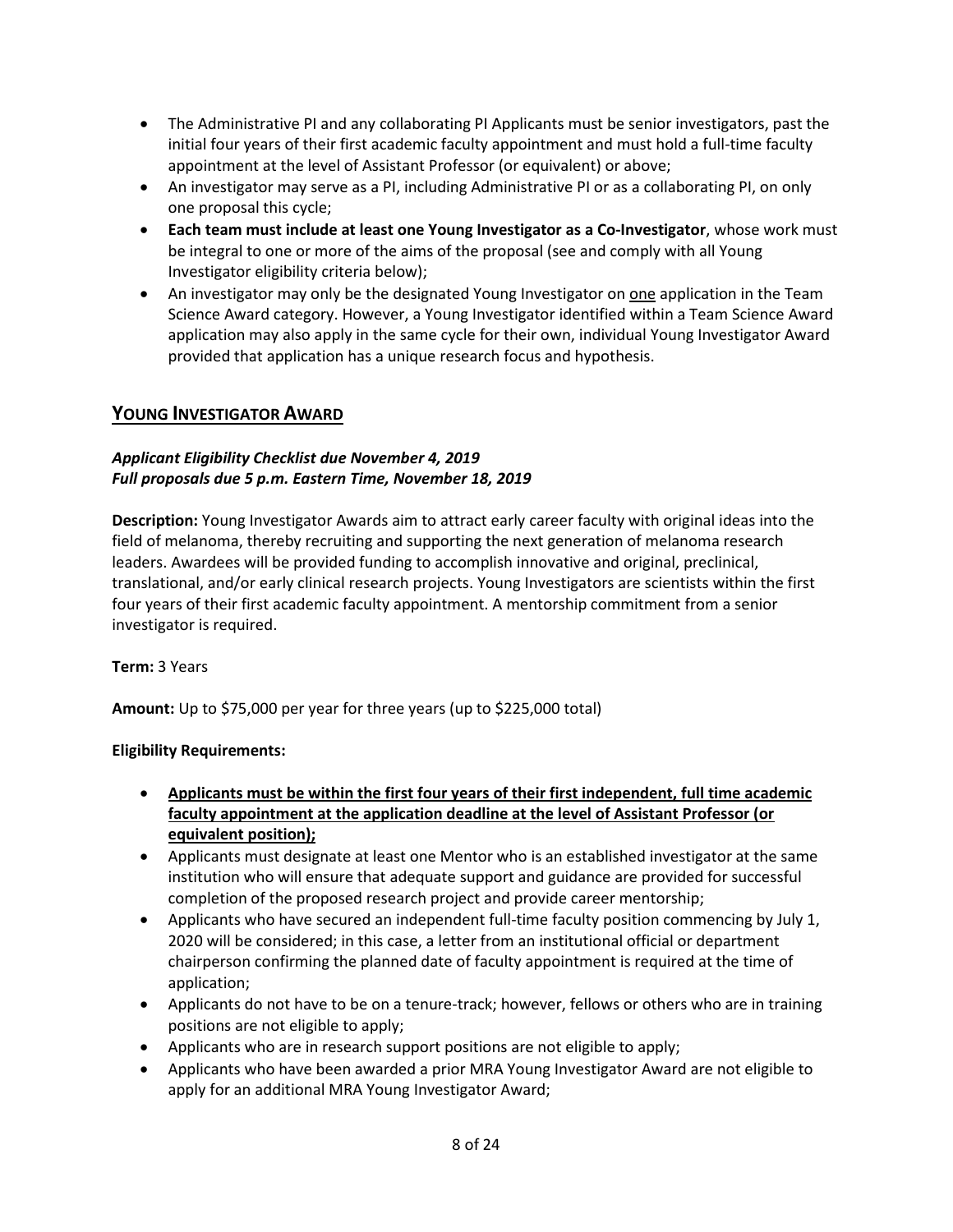- The Administrative PI and any collaborating PI Applicants must be senior investigators, past the initial four years of their first academic faculty appointment and must hold a full-time faculty appointment at the level of Assistant Professor (or equivalent) or above;
- An investigator may serve as a PI, including Administrative PI or as a collaborating PI, on only one proposal this cycle;
- **Each team must include at least one Young Investigator as a Co-Investigator**, whose work must be integral to one or more of the aims of the proposal (see and comply with all Young Investigator eligibility criteria below);
- An investigator may only be the designated Young Investigator on <u>one</u> application in the Team Science Award category. However, a Young Investigator identified within a Team Science Award application may also apply in the same cycle for their own, individual Young Investigator Award provided that application has a unique research focus and hypothesis.

## YOUNG INVESTIGATOR AWARD

***Applicant Eligibility Checklist due November 4, 2019***
***Full proposals due 5 p.m. Eastern Time, November 18, 2019***

**Description:** Young Investigator Awards aim to attract early career faculty with original ideas into the field of melanoma, thereby recruiting and supporting the next generation of melanoma research leaders. Awardees will be provided funding to accomplish innovative and original, preclinical, translational, and/or early clinical research projects. Young Investigators are scientists within the first four years of their first academic faculty appointment. A mentorship commitment from a senior investigator is required.

**Term:** 3 Years

**Amount:** Up to $75,000 per year for three years (up to $225,000 total)

**Eligibility Requirements:**

- <u>**Applicants must be within the first four years of their first independent, full time academic faculty appointment at the application deadline at the level of Assistant Professor (or equivalent position);**</u>
- Applicants must designate at least one Mentor who is an established investigator at the same institution who will ensure that adequate support and guidance are provided for successful completion of the proposed research project and provide career mentorship;
- Applicants who have secured an independent full-time faculty position commencing by July 1, 2020 will be considered; in this case, a letter from an institutional official or department chairperson confirming the planned date of faculty appointment is required at the time of application;
- Applicants do not have to be on a tenure-track; however, fellows or others who are in training positions are not eligible to apply;
- Applicants who are in research support positions are not eligible to apply;
- Applicants who have been awarded a prior MRA Young Investigator Award are not eligible to apply for an additional MRA Young Investigator Award;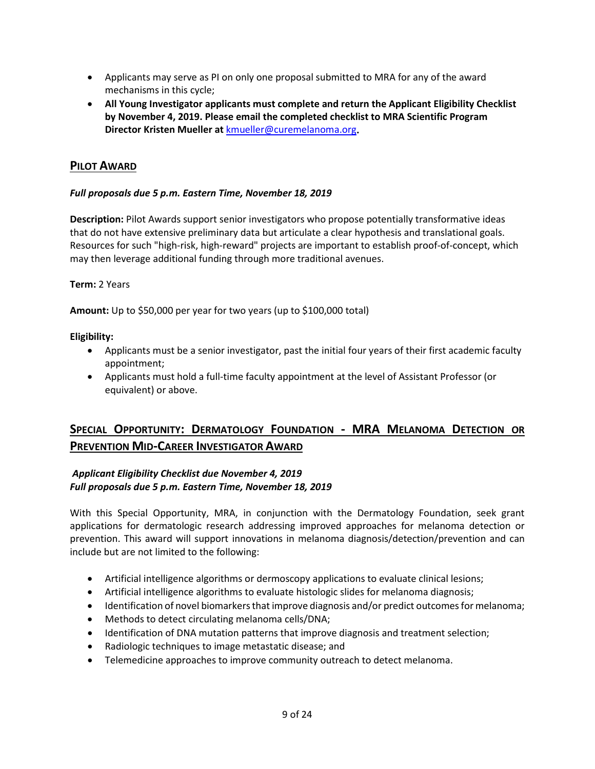- Applicants may serve as PI on only one proposal submitted to MRA for any of the award mechanisms in this cycle;
- **All Young Investigator applicants must complete and return the Applicant Eligibility Checklist by November 4, 2019. Please email the completed checklist to MRA Scientific Program Director Kristen Mueller at** kmueller@curemelanoma.org**.**

## PILOT AWARD

***Full proposals due 5 p.m. Eastern Time, November 18, 2019***

**Description:** Pilot Awards support senior investigators who propose potentially transformative ideas that do not have extensive preliminary data but articulate a clear hypothesis and translational goals. Resources for such "high-risk, high-reward" projects are important to establish proof-of-concept, which may then leverage additional funding through more traditional avenues.

**Term:** 2 Years

**Amount:** Up to $50,000 per year for two years (up to $100,000 total)

**Eligibility:**

- Applicants must be a senior investigator, past the initial four years of their first academic faculty appointment;
- Applicants must hold a full-time faculty appointment at the level of Assistant Professor (or equivalent) or above.

## SPECIAL OPPORTUNITY: DERMATOLOGY FOUNDATION - MRA MELANOMA DETECTION OR PREVENTION MID-CAREER INVESTIGATOR AWARD

***Applicant Eligibility Checklist due November 4, 2019***
***Full proposals due 5 p.m. Eastern Time, November 18, 2019***

With this Special Opportunity, MRA, in conjunction with the Dermatology Foundation, seek grant applications for dermatologic research addressing improved approaches for melanoma detection or prevention. This award will support innovations in melanoma diagnosis/detection/prevention and can include but are not limited to the following:

- Artificial intelligence algorithms or dermoscopy applications to evaluate clinical lesions;
- Artificial intelligence algorithms to evaluate histologic slides for melanoma diagnosis;
- Identification of novel biomarkers that improve diagnosis and/or predict outcomes for melanoma;
- Methods to detect circulating melanoma cells/DNA;
- Identification of DNA mutation patterns that improve diagnosis and treatment selection;
- Radiologic techniques to image metastatic disease; and
- Telemedicine approaches to improve community outreach to detect melanoma.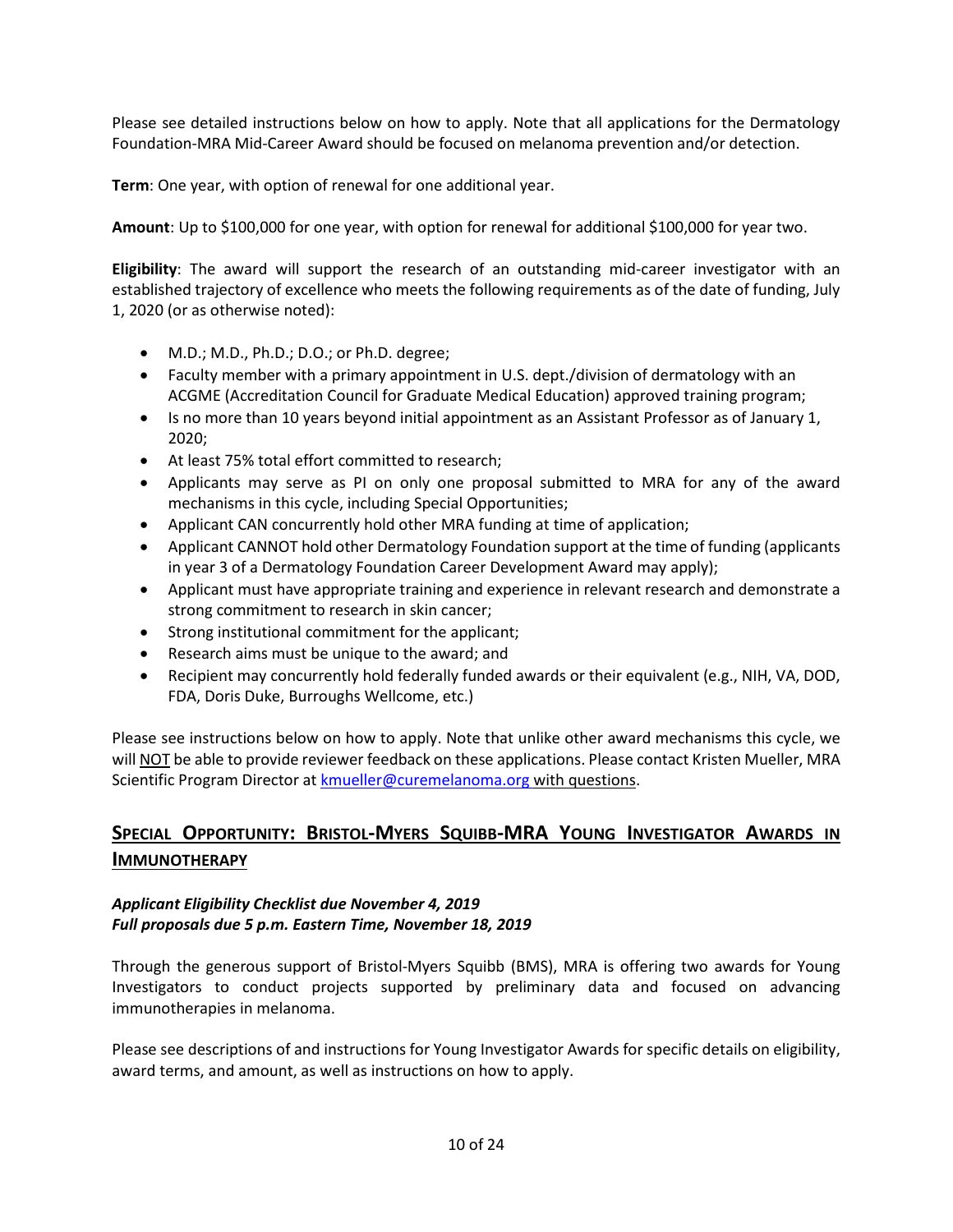Please see detailed instructions below on how to apply. Note that all applications for the Dermatology Foundation-MRA Mid-Career Award should be focused on melanoma prevention and/or detection.

**Term**: One year, with option of renewal for one additional year.

**Amount**: Up to $100,000 for one year, with option for renewal for additional $100,000 for year two.

**Eligibility**: The award will support the research of an outstanding mid-career investigator with an established trajectory of excellence who meets the following requirements as of the date of funding, July 1, 2020 (or as otherwise noted):

- M.D.; M.D., Ph.D.; D.O.; or Ph.D. degree;
- Faculty member with a primary appointment in U.S. dept./division of dermatology with an ACGME (Accreditation Council for Graduate Medical Education) approved training program;
- Is no more than 10 years beyond initial appointment as an Assistant Professor as of January 1, 2020;
- At least 75% total effort committed to research;
- Applicants may serve as PI on only one proposal submitted to MRA for any of the award mechanisms in this cycle, including Special Opportunities;
- Applicant CAN concurrently hold other MRA funding at time of application;
- Applicant CANNOT hold other Dermatology Foundation support at the time of funding (applicants in year 3 of a Dermatology Foundation Career Development Award may apply);
- Applicant must have appropriate training and experience in relevant research and demonstrate a strong commitment to research in skin cancer;
- Strong institutional commitment for the applicant;
- Research aims must be unique to the award; and
- Recipient may concurrently hold federally funded awards or their equivalent (e.g., NIH, VA, DOD, FDA, Doris Duke, Burroughs Wellcome, etc.)

Please see instructions below on how to apply. Note that unlike other award mechanisms this cycle, we will NOT be able to provide reviewer feedback on these applications. Please contact Kristen Mueller, MRA Scientific Program Director at [kmueller@curemelanoma.org with questions](mailto:kmueller@curemelanoma.org).

## Special Opportunity: Bristol-Myers Squibb-MRA Young Investigator Awards in Immunotherapy

***Applicant Eligibility Checklist due November 4, 2019***
***Full proposals due 5 p.m. Eastern Time, November 18, 2019***

Through the generous support of Bristol-Myers Squibb (BMS), MRA is offering two awards for Young Investigators to conduct projects supported by preliminary data and focused on advancing immunotherapies in melanoma.

Please see descriptions of and instructions for Young Investigator Awards for specific details on eligibility, award terms, and amount, as well as instructions on how to apply.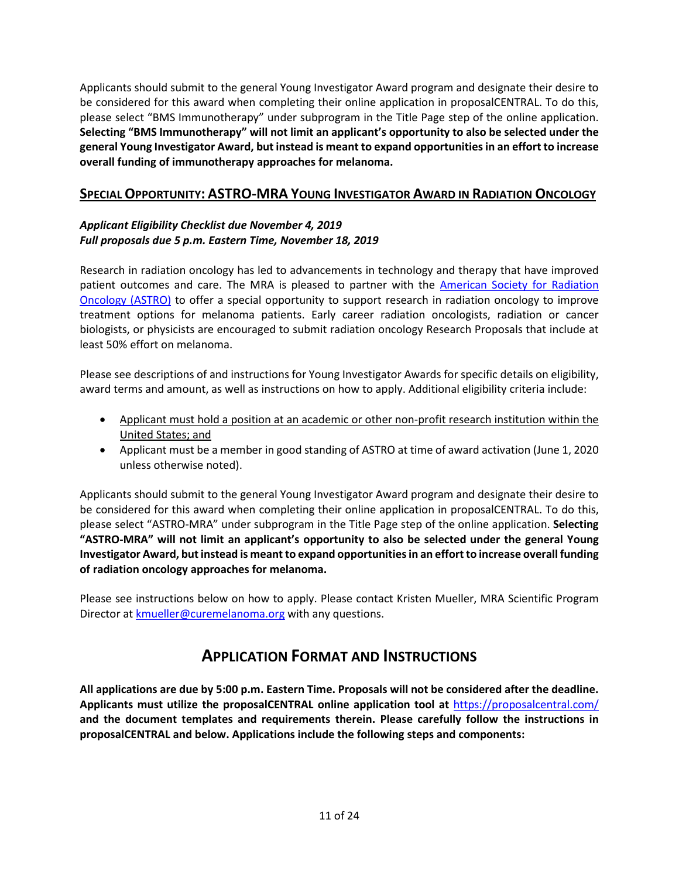Applicants should submit to the general Young Investigator Award program and designate their desire to be considered for this award when completing their online application in proposalCENTRAL. To do this, please select "BMS Immunotherapy" under subprogram in the Title Page step of the online application. **Selecting "BMS Immunotherapy" will not limit an applicant's opportunity to also be selected under the general Young Investigator Award, but instead is meant to expand opportunities in an effort to increase overall funding of immunotherapy approaches for melanoma.**

## SPECIAL OPPORTUNITY: ASTRO-MRA YOUNG INVESTIGATOR AWARD IN RADIATION ONCOLOGY

***Applicant Eligibility Checklist due November 4, 2019***
***Full proposals due 5 p.m. Eastern Time, November 18, 2019***

Research in radiation oncology has led to advancements in technology and therapy that have improved patient outcomes and care. The MRA is pleased to partner with the American Society for Radiation Oncology (ASTRO) to offer a special opportunity to support research in radiation oncology to improve treatment options for melanoma patients. Early career radiation oncologists, radiation or cancer biologists, or physicists are encouraged to submit radiation oncology Research Proposals that include at least 50% effort on melanoma.

Please see descriptions of and instructions for Young Investigator Awards for specific details on eligibility, award terms and amount, as well as instructions on how to apply. Additional eligibility criteria include:

- Applicant must hold a position at an academic or other non-profit research institution within the United States; and
- Applicant must be a member in good standing of ASTRO at time of award activation (June 1, 2020 unless otherwise noted).

Applicants should submit to the general Young Investigator Award program and designate their desire to be considered for this award when completing their online application in proposalCENTRAL. To do this, please select "ASTRO-MRA" under subprogram in the Title Page step of the online application. **Selecting "ASTRO-MRA" will not limit an applicant's opportunity to also be selected under the general Young Investigator Award, but instead is meant to expand opportunities in an effort to increase overall funding of radiation oncology approaches for melanoma.**

Please see instructions below on how to apply. Please contact Kristen Mueller, MRA Scientific Program Director at kmueller@curemelanoma.org with any questions.

# APPLICATION FORMAT AND INSTRUCTIONS

**All applications are due by 5:00 p.m. Eastern Time. Proposals will not be considered after the deadline. Applicants must utilize the proposalCENTRAL online application tool at https://proposalcentral.com/ and the document templates and requirements therein. Please carefully follow the instructions in proposalCENTRAL and below. Applications include the following steps and components:**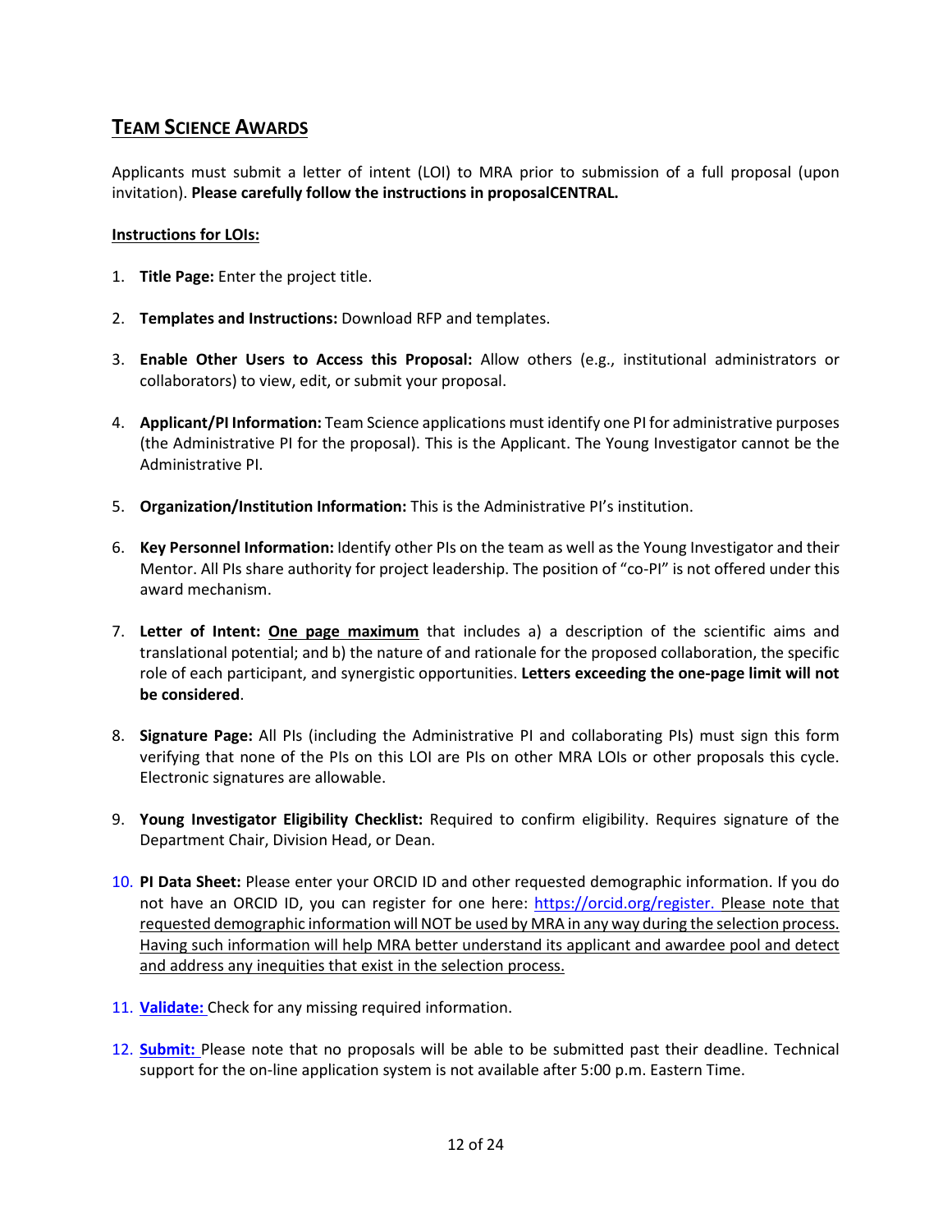## Team Science Awards

Applicants must submit a letter of intent (LOI) to MRA prior to submission of a full proposal (upon invitation). **Please carefully follow the instructions in proposalCENTRAL.**

**Instructions for LOIs:**

1. **Title Page:** Enter the project title.

2. **Templates and Instructions:** Download RFP and templates.

3. **Enable Other Users to Access this Proposal:** Allow others (e.g., institutional administrators or collaborators) to view, edit, or submit your proposal.

4. **Applicant/PI Information:** Team Science applications must identify one PI for administrative purposes (the Administrative PI for the proposal). This is the Applicant. The Young Investigator cannot be the Administrative PI.

5. **Organization/Institution Information:** This is the Administrative PI's institution.

6. **Key Personnel Information:** Identify other PIs on the team as well as the Young Investigator and their Mentor. All PIs share authority for project leadership. The position of "co-PI" is not offered under this award mechanism.

7. **Letter of Intent: One page maximum** that includes a) a description of the scientific aims and translational potential; and b) the nature of and rationale for the proposed collaboration, the specific role of each participant, and synergistic opportunities. **Letters exceeding the one-page limit will not be considered**.

8. **Signature Page:** All PIs (including the Administrative PI and collaborating PIs) must sign this form verifying that none of the PIs on this LOI are PIs on other MRA LOIs or other proposals this cycle. Electronic signatures are allowable.

9. **Young Investigator Eligibility Checklist:** Required to confirm eligibility. Requires signature of the Department Chair, Division Head, or Dean.

10. **PI Data Sheet:** Please enter your ORCID ID and other requested demographic information. If you do not have an ORCID ID, you can register for one here: https://orcid.org/register. Please note that requested demographic information will NOT be used by MRA in any way during the selection process. Having such information will help MRA better understand its applicant and awardee pool and detect and address any inequities that exist in the selection process.

11. **Validate:** Check for any missing required information.

12. **Submit:** Please note that no proposals will be able to be submitted past their deadline. Technical support for the on-line application system is not available after 5:00 p.m. Eastern Time.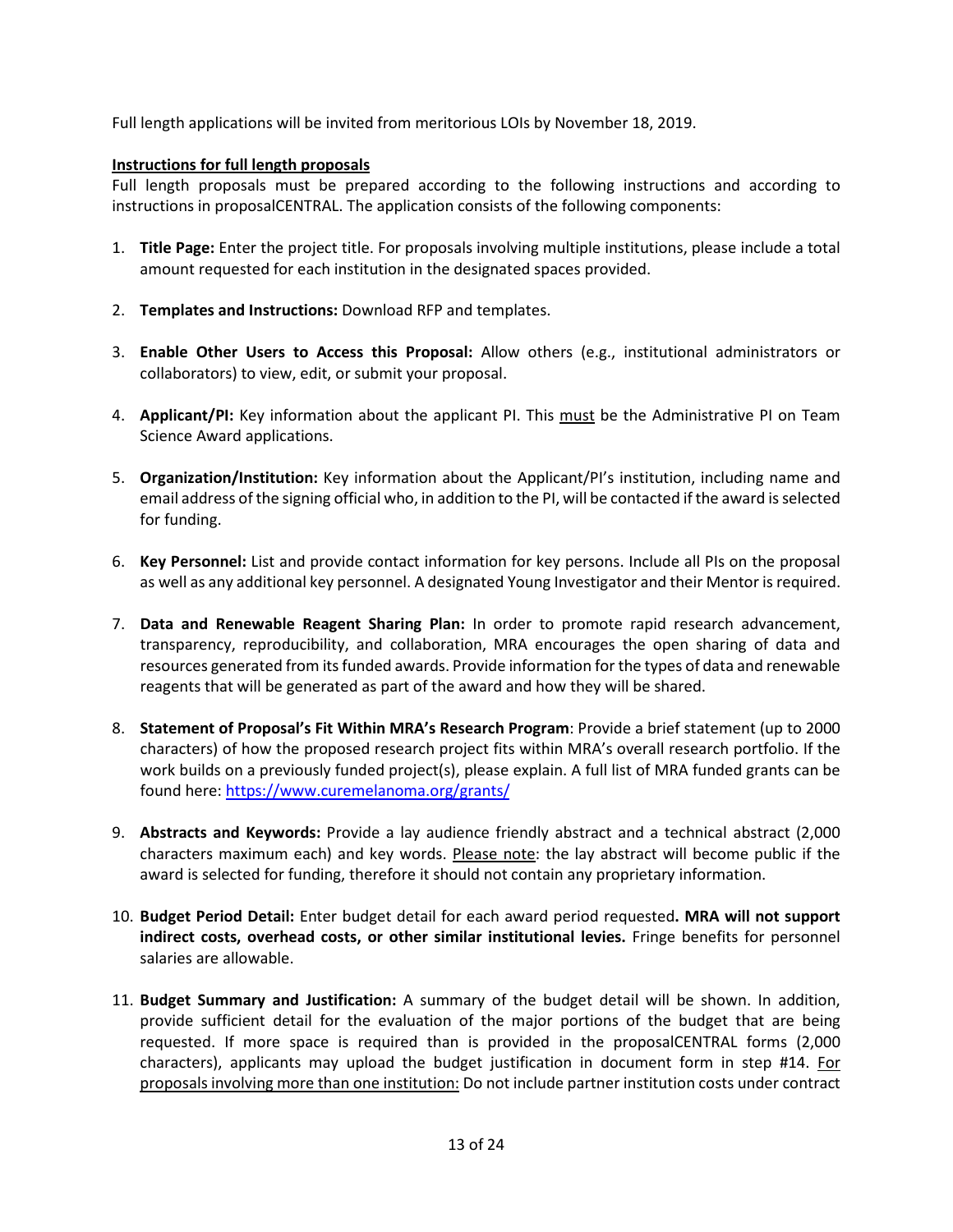Full length applications will be invited from meritorious LOIs by November 18, 2019.

**Instructions for full length proposals**

Full length proposals must be prepared according to the following instructions and according to instructions in proposalCENTRAL. The application consists of the following components:

1. **Title Page:** Enter the project title. For proposals involving multiple institutions, please include a total amount requested for each institution in the designated spaces provided.

2. **Templates and Instructions:** Download RFP and templates.

3. **Enable Other Users to Access this Proposal:** Allow others (e.g., institutional administrators or collaborators) to view, edit, or submit your proposal.

4. **Applicant/PI:** Key information about the applicant PI. This must be the Administrative PI on Team Science Award applications.

5. **Organization/Institution:** Key information about the Applicant/PI's institution, including name and email address of the signing official who, in addition to the PI, will be contacted if the award is selected for funding.

6. **Key Personnel:** List and provide contact information for key persons. Include all PIs on the proposal as well as any additional key personnel. A designated Young Investigator and their Mentor is required.

7. **Data and Renewable Reagent Sharing Plan:** In order to promote rapid research advancement, transparency, reproducibility, and collaboration, MRA encourages the open sharing of data and resources generated from its funded awards. Provide information for the types of data and renewable reagents that will be generated as part of the award and how they will be shared.

8. **Statement of Proposal's Fit Within MRA's Research Program**: Provide a brief statement (up to 2000 characters) of how the proposed research project fits within MRA's overall research portfolio. If the work builds on a previously funded project(s), please explain. A full list of MRA funded grants can be found here: https://www.curemelanoma.org/grants/

9. **Abstracts and Keywords:** Provide a lay audience friendly abstract and a technical abstract (2,000 characters maximum each) and key words. Please note: the lay abstract will become public if the award is selected for funding, therefore it should not contain any proprietary information.

10. **Budget Period Detail:** Enter budget detail for each award period requested**. MRA will not support indirect costs, overhead costs, or other similar institutional levies.** Fringe benefits for personnel salaries are allowable.

11. **Budget Summary and Justification:** A summary of the budget detail will be shown. In addition, provide sufficient detail for the evaluation of the major portions of the budget that are being requested. If more space is required than is provided in the proposalCENTRAL forms (2,000 characters), applicants may upload the budget justification in document form in step #14. For proposals involving more than one institution: Do not include partner institution costs under contract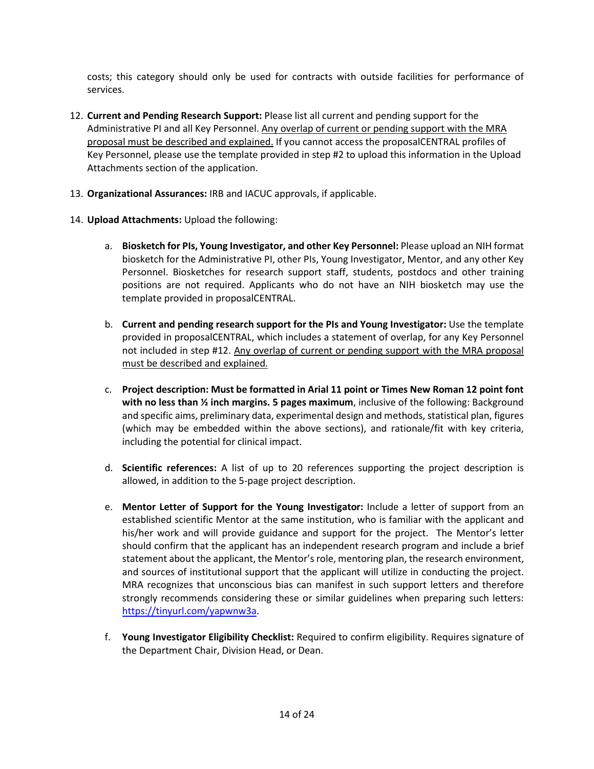costs; this category should only be used for contracts with outside facilities for performance of services.

12. **Current and Pending Research Support:** Please list all current and pending support for the Administrative PI and all Key Personnel. <u>Any overlap of current or pending support with the MRA proposal must be described and explained.</u> If you cannot access the proposalCENTRAL profiles of Key Personnel, please use the template provided in step #2 to upload this information in the Upload Attachments section of the application.

13. **Organizational Assurances:** IRB and IACUC approvals, if applicable.

14. **Upload Attachments:** Upload the following:

    a. **Biosketch for PIs, Young Investigator, and other Key Personnel:** Please upload an NIH format biosketch for the Administrative PI, other PIs, Young Investigator, Mentor, and any other Key Personnel. Biosketches for research support staff, students, postdocs and other training positions are not required. Applicants who do not have an NIH biosketch may use the template provided in proposalCENTRAL.

    b. **Current and pending research support for the PIs and Young Investigator:** Use the template provided in proposalCENTRAL, which includes a statement of overlap, for any Key Personnel not included in step #12. <u>Any overlap of current or pending support with the MRA proposal must be described and explained.</u>

    c. **Project description: Must be formatted in Arial 11 point or Times New Roman 12 point font with no less than ½ inch margins. 5 pages maximum**, inclusive of the following: Background and specific aims, preliminary data, experimental design and methods, statistical plan, figures (which may be embedded within the above sections), and rationale/fit with key criteria, including the potential for clinical impact.

    d. **Scientific references:** A list of up to 20 references supporting the project description is allowed, in addition to the 5-page project description.

    e. **Mentor Letter of Support for the Young Investigator:** Include a letter of support from an established scientific Mentor at the same institution, who is familiar with the applicant and his/her work and will provide guidance and support for the project. The Mentor's letter should confirm that the applicant has an independent research program and include a brief statement about the applicant, the Mentor's role, mentoring plan, the research environment, and sources of institutional support that the applicant will utilize in conducting the project. MRA recognizes that unconscious bias can manifest in such support letters and therefore strongly recommends considering these or similar guidelines when preparing such letters: [https://tinyurl.com/yapwnw3a](https://tinyurl.com/yapwnw3a).

    f. **Young Investigator Eligibility Checklist:** Required to confirm eligibility. Requires signature of the Department Chair, Division Head, or Dean.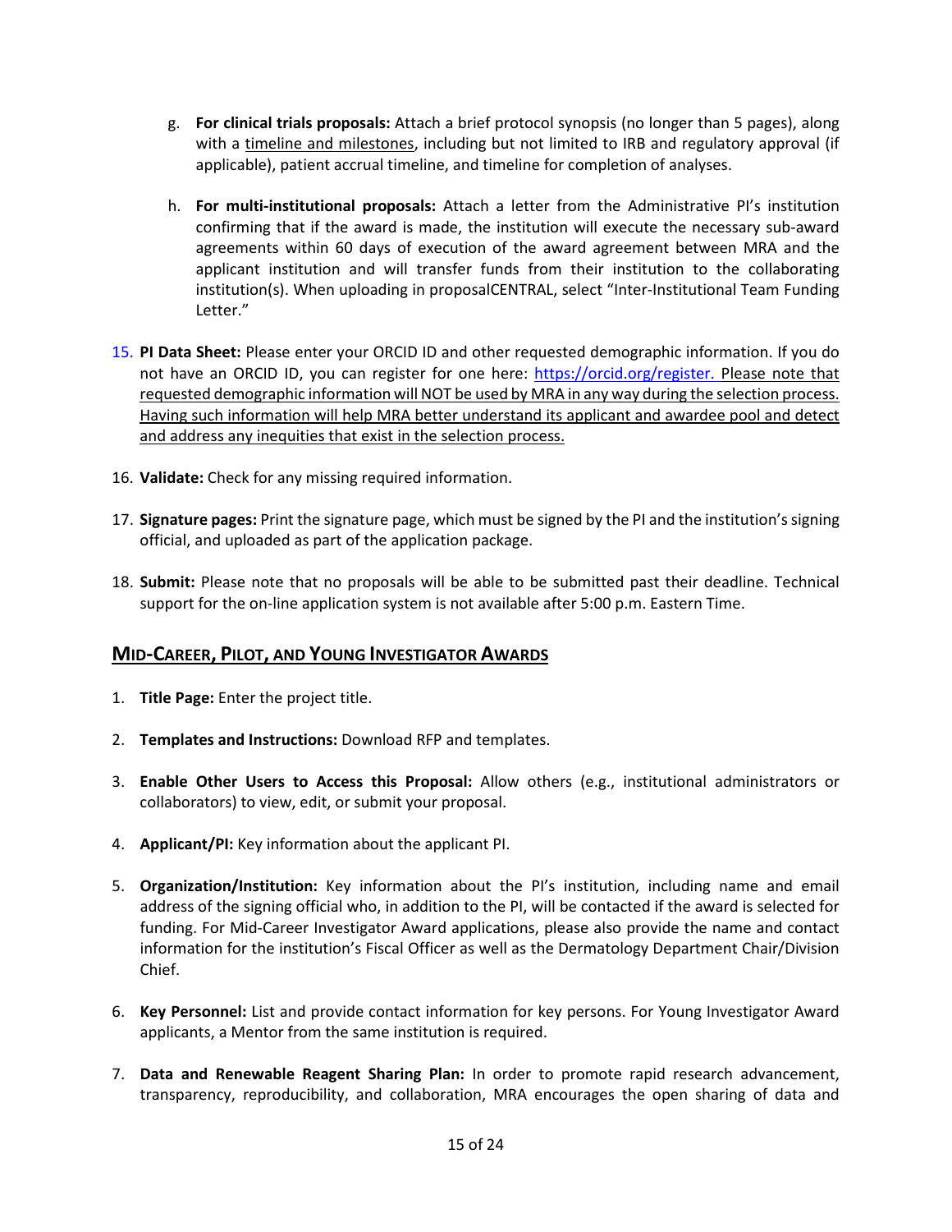g. **For clinical trials proposals:** Attach a brief protocol synopsis (no longer than 5 pages), along with a timeline and milestones, including but not limited to IRB and regulatory approval (if applicable), patient accrual timeline, and timeline for completion of analyses.

h. **For multi-institutional proposals:** Attach a letter from the Administrative PI's institution confirming that if the award is made, the institution will execute the necessary sub-award agreements within 60 days of execution of the award agreement between MRA and the applicant institution and will transfer funds from their institution to the collaborating institution(s). When uploading in proposalCENTRAL, select "Inter-Institutional Team Funding Letter."

15. **PI Data Sheet:** Please enter your ORCID ID and other requested demographic information. If you do not have an ORCID ID, you can register for one here: https://orcid.org/register. Please note that requested demographic information will NOT be used by MRA in any way during the selection process. Having such information will help MRA better understand its applicant and awardee pool and detect and address any inequities that exist in the selection process.

16. **Validate:** Check for any missing required information.

17. **Signature pages:** Print the signature page, which must be signed by the PI and the institution's signing official, and uploaded as part of the application package.

18. **Submit:** Please note that no proposals will be able to be submitted past their deadline. Technical support for the on-line application system is not available after 5:00 p.m. Eastern Time.

## Mid-Career, Pilot, and Young Investigator Awards

1. **Title Page:** Enter the project title.

2. **Templates and Instructions:** Download RFP and templates.

3. **Enable Other Users to Access this Proposal:** Allow others (e.g., institutional administrators or collaborators) to view, edit, or submit your proposal.

4. **Applicant/PI:** Key information about the applicant PI.

5. **Organization/Institution:** Key information about the PI's institution, including name and email address of the signing official who, in addition to the PI, will be contacted if the award is selected for funding. For Mid-Career Investigator Award applications, please also provide the name and contact information for the institution's Fiscal Officer as well as the Dermatology Department Chair/Division Chief.

6. **Key Personnel:** List and provide contact information for key persons. For Young Investigator Award applicants, a Mentor from the same institution is required.

7. **Data and Renewable Reagent Sharing Plan:** In order to promote rapid research advancement, transparency, reproducibility, and collaboration, MRA encourages the open sharing of data and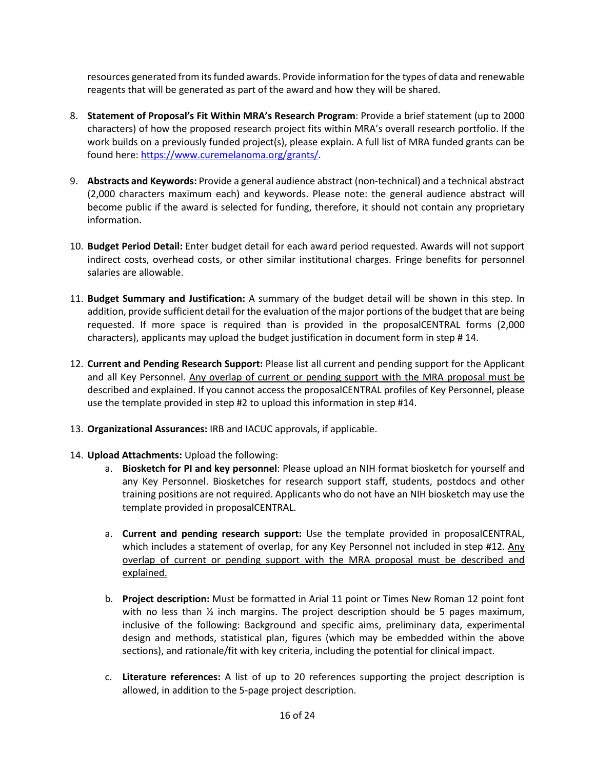resources generated from its funded awards. Provide information for the types of data and renewable reagents that will be generated as part of the award and how they will be shared.

8. **Statement of Proposal's Fit Within MRA's Research Program**: Provide a brief statement (up to 2000 characters) of how the proposed research project fits within MRA's overall research portfolio. If the work builds on a previously funded project(s), please explain. A full list of MRA funded grants can be found here: [https://www.curemelanoma.org/grants/](https://www.curemelanoma.org/grants/).

9. **Abstracts and Keywords:** Provide a general audience abstract (non-technical) and a technical abstract (2,000 characters maximum each) and keywords. Please note: the general audience abstract will become public if the award is selected for funding, therefore, it should not contain any proprietary information.

10. **Budget Period Detail:** Enter budget detail for each award period requested. Awards will not support indirect costs, overhead costs, or other similar institutional charges. Fringe benefits for personnel salaries are allowable.

11. **Budget Summary and Justification:** A summary of the budget detail will be shown in this step. In addition, provide sufficient detail for the evaluation of the major portions of the budget that are being requested. If more space is required than is provided in the proposalCENTRAL forms (2,000 characters), applicants may upload the budget justification in document form in step # 14.

12. **Current and Pending Research Support:** Please list all current and pending support for the Applicant and all Key Personnel. <u>Any overlap of current or pending support with the MRA proposal must be described and explained.</u> If you cannot access the proposalCENTRAL profiles of Key Personnel, please use the template provided in step #2 to upload this information in step #14.

13. **Organizational Assurances:** IRB and IACUC approvals, if applicable.

14. **Upload Attachments:** Upload the following:
    a. **Biosketch for PI and key personnel**: Please upload an NIH format biosketch for yourself and any Key Personnel. Biosketches for research support staff, students, postdocs and other training positions are not required. Applicants who do not have an NIH biosketch may use the template provided in proposalCENTRAL.

    a. **Current and pending research support:** Use the template provided in proposalCENTRAL, which includes a statement of overlap, for any Key Personnel not included in step #12. <u>Any overlap of current or pending support with the MRA proposal must be described and explained.</u>

    b. **Project description:** Must be formatted in Arial 11 point or Times New Roman 12 point font with no less than ½ inch margins. The project description should be 5 pages maximum, inclusive of the following: Background and specific aims, preliminary data, experimental design and methods, statistical plan, figures (which may be embedded within the above sections), and rationale/fit with key criteria, including the potential for clinical impact.

    c. **Literature references:** A list of up to 20 references supporting the project description is allowed, in addition to the 5-page project description.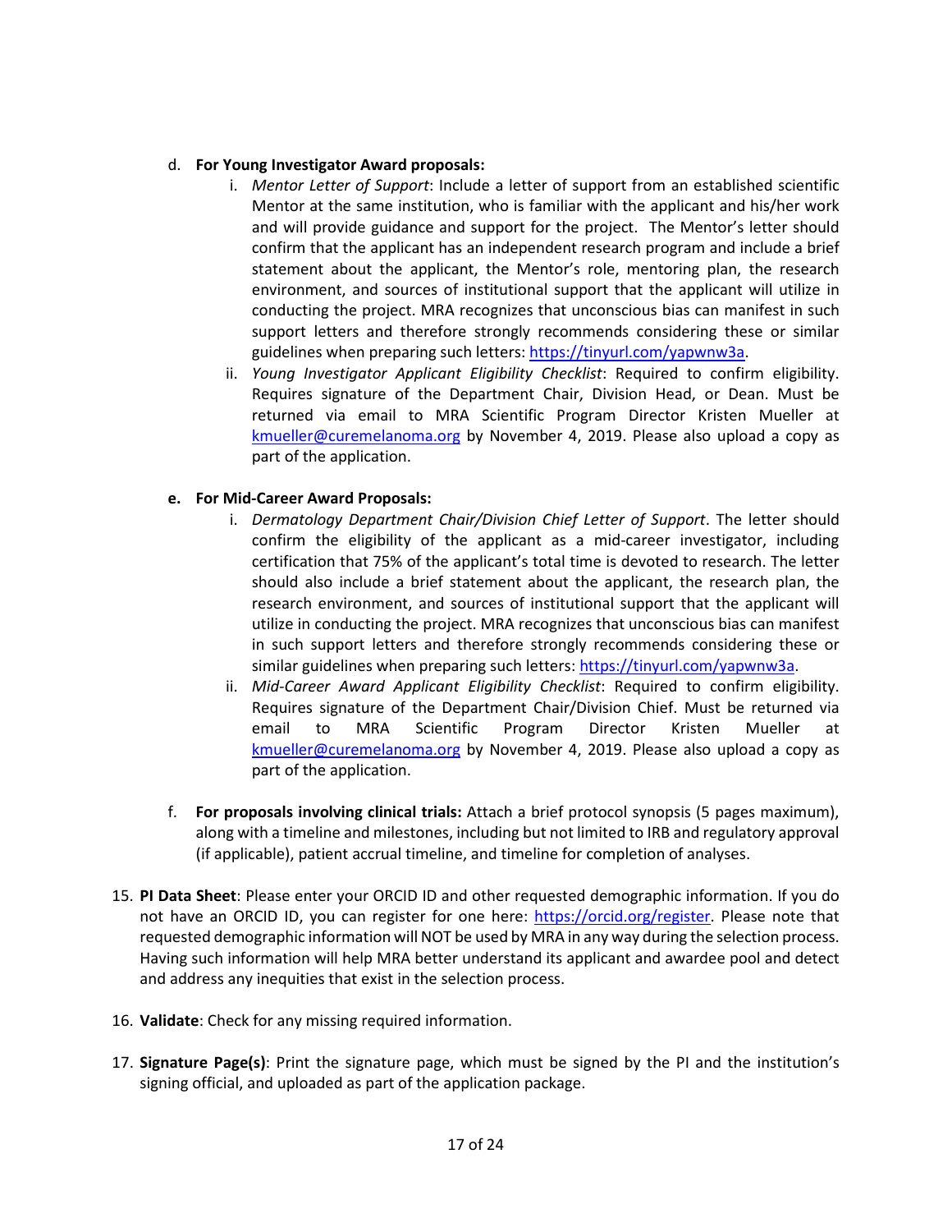d. **For Young Investigator Award proposals:**

   i. *Mentor Letter of Support*: Include a letter of support from an established scientific Mentor at the same institution, who is familiar with the applicant and his/her work and will provide guidance and support for the project. The Mentor's letter should confirm that the applicant has an independent research program and include a brief statement about the applicant, the Mentor's role, mentoring plan, the research environment, and sources of institutional support that the applicant will utilize in conducting the project. MRA recognizes that unconscious bias can manifest in such support letters and therefore strongly recommends considering these or similar guidelines when preparing such letters: https://tinyurl.com/yapwnw3a.

   ii. *Young Investigator Applicant Eligibility Checklist*: Required to confirm eligibility. Requires signature of the Department Chair, Division Head, or Dean. Must be returned via email to MRA Scientific Program Director Kristen Mueller at kmueller@curemelanoma.org by November 4, 2019. Please also upload a copy as part of the application.

e. **For Mid-Career Award Proposals:**

   i. *Dermatology Department Chair/Division Chief Letter of Support*. The letter should confirm the eligibility of the applicant as a mid-career investigator, including certification that 75% of the applicant's total time is devoted to research. The letter should also include a brief statement about the applicant, the research plan, the research environment, and sources of institutional support that the applicant will utilize in conducting the project. MRA recognizes that unconscious bias can manifest in such support letters and therefore strongly recommends considering these or similar guidelines when preparing such letters: https://tinyurl.com/yapwnw3a.

   ii. *Mid-Career Award Applicant Eligibility Checklist*: Required to confirm eligibility. Requires signature of the Department Chair/Division Chief. Must be returned via email to MRA Scientific Program Director Kristen Mueller at kmueller@curemelanoma.org by November 4, 2019. Please also upload a copy as part of the application.

f. **For proposals involving clinical trials:** Attach a brief protocol synopsis (5 pages maximum), along with a timeline and milestones, including but not limited to IRB and regulatory approval (if applicable), patient accrual timeline, and timeline for completion of analyses.

15. **PI Data Sheet**: Please enter your ORCID ID and other requested demographic information. If you do not have an ORCID ID, you can register for one here: https://orcid.org/register. Please note that requested demographic information will NOT be used by MRA in any way during the selection process. Having such information will help MRA better understand its applicant and awardee pool and detect and address any inequities that exist in the selection process.

16. **Validate**: Check for any missing required information.

17. **Signature Page(s)**: Print the signature page, which must be signed by the PI and the institution's signing official, and uploaded as part of the application package.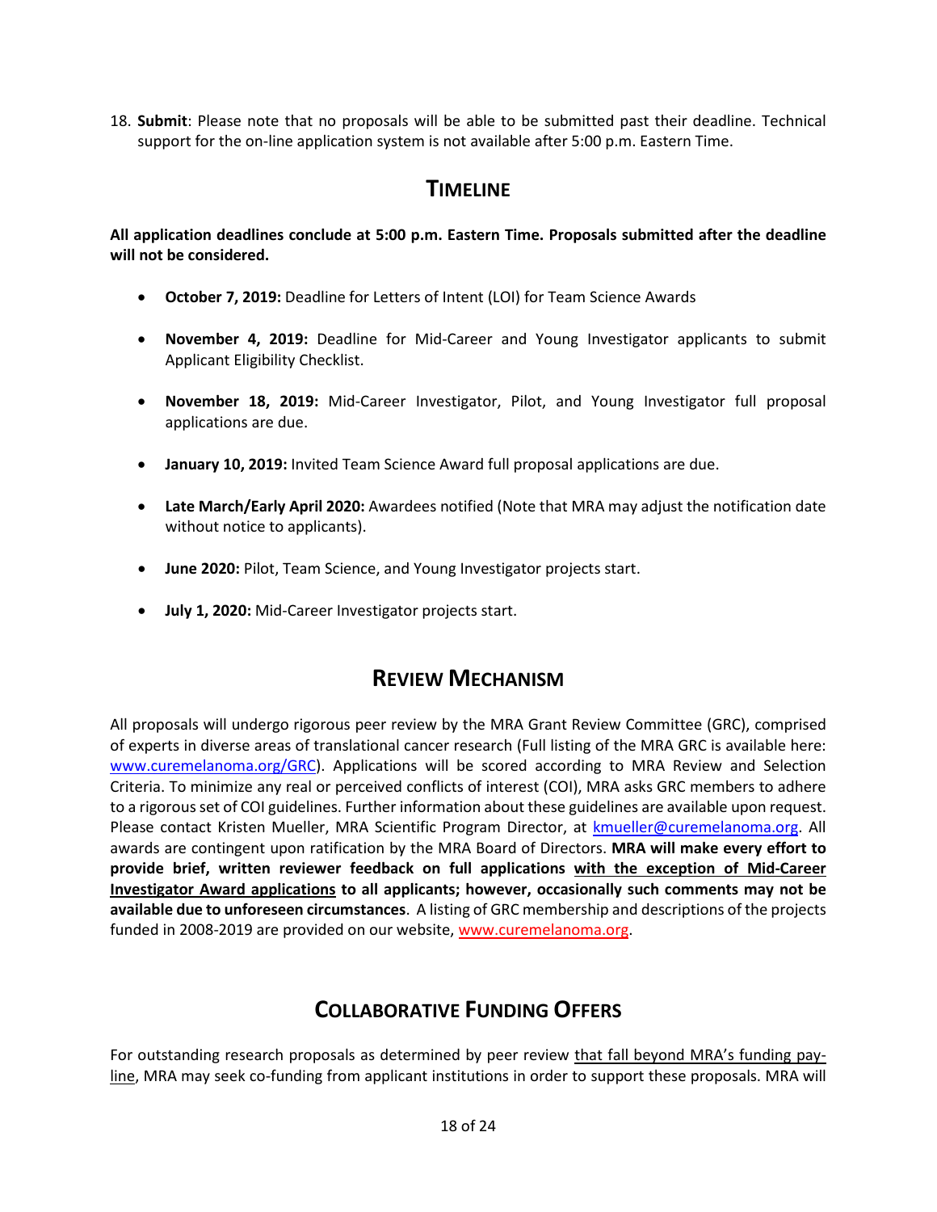18. **Submit**: Please note that no proposals will be able to be submitted past their deadline. Technical support for the on-line application system is not available after 5:00 p.m. Eastern Time.

## TIMELINE

**All application deadlines conclude at 5:00 p.m. Eastern Time. Proposals submitted after the deadline will not be considered.**

- **October 7, 2019:** Deadline for Letters of Intent (LOI) for Team Science Awards
- **November 4, 2019:** Deadline for Mid-Career and Young Investigator applicants to submit Applicant Eligibility Checklist.
- **November 18, 2019:** Mid-Career Investigator, Pilot, and Young Investigator full proposal applications are due.
- **January 10, 2019:** Invited Team Science Award full proposal applications are due.
- **Late March/Early April 2020:** Awardees notified (Note that MRA may adjust the notification date without notice to applicants).
- **June 2020:** Pilot, Team Science, and Young Investigator projects start.
- **July 1, 2020:** Mid-Career Investigator projects start.

## REVIEW MECHANISM

All proposals will undergo rigorous peer review by the MRA Grant Review Committee (GRC), comprised of experts in diverse areas of translational cancer research (Full listing of the MRA GRC is available here: www.curemelanoma.org/GRC). Applications will be scored according to MRA Review and Selection Criteria. To minimize any real or perceived conflicts of interest (COI), MRA asks GRC members to adhere to a rigorous set of COI guidelines. Further information about these guidelines are available upon request. Please contact Kristen Mueller, MRA Scientific Program Director, at kmueller@curemelanoma.org. All awards are contingent upon ratification by the MRA Board of Directors. **MRA will make every effort to provide brief, written reviewer feedback on full applications with the exception of Mid-Career Investigator Award applications to all applicants; however, occasionally such comments may not be available due to unforeseen circumstances**. A listing of GRC membership and descriptions of the projects funded in 2008-2019 are provided on our website, www.curemelanoma.org.

## COLLABORATIVE FUNDING OFFERS

For outstanding research proposals as determined by peer review that fall beyond MRA's funding pay-line, MRA may seek co-funding from applicant institutions in order to support these proposals. MRA will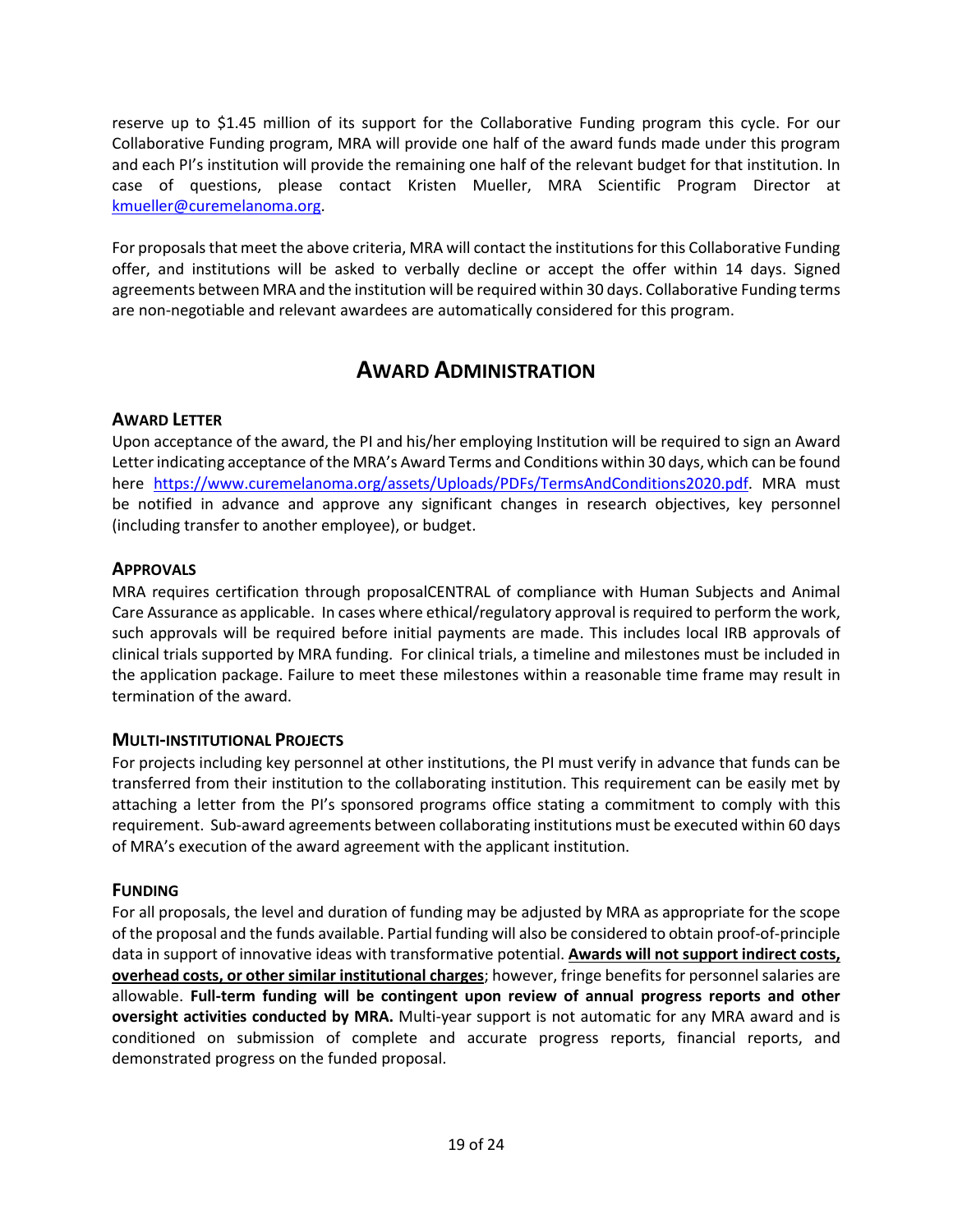reserve up to $1.45 million of its support for the Collaborative Funding program this cycle. For our Collaborative Funding program, MRA will provide one half of the award funds made under this program and each PI's institution will provide the remaining one half of the relevant budget for that institution. In case of questions, please contact Kristen Mueller, MRA Scientific Program Director at [kmueller@curemelanoma.org](mailto:kmueller@curemelanoma.org).

For proposals that meet the above criteria, MRA will contact the institutions for this Collaborative Funding offer, and institutions will be asked to verbally decline or accept the offer within 14 days. Signed agreements between MRA and the institution will be required within 30 days. Collaborative Funding terms are non-negotiable and relevant awardees are automatically considered for this program.

# AWARD ADMINISTRATION

### AWARD LETTER

Upon acceptance of the award, the PI and his/her employing Institution will be required to sign an Award Letter indicating acceptance of the MRA's Award Terms and Conditions within 30 days, which can be found here [https://www.curemelanoma.org/assets/Uploads/PDFs/TermsAndConditions2020.pdf](https://www.curemelanoma.org/assets/Uploads/PDFs/TermsAndConditions2020.pdf). MRA must be notified in advance and approve any significant changes in research objectives, key personnel (including transfer to another employee), or budget.

### APPROVALS

MRA requires certification through proposalCENTRAL of compliance with Human Subjects and Animal Care Assurance as applicable. In cases where ethical/regulatory approval is required to perform the work, such approvals will be required before initial payments are made. This includes local IRB approvals of clinical trials supported by MRA funding. For clinical trials, a timeline and milestones must be included in the application package. Failure to meet these milestones within a reasonable time frame may result in termination of the award.

### MULTI-INSTITUTIONAL PROJECTS

For projects including key personnel at other institutions, the PI must verify in advance that funds can be transferred from their institution to the collaborating institution. This requirement can be easily met by attaching a letter from the PI's sponsored programs office stating a commitment to comply with this requirement. Sub-award agreements between collaborating institutions must be executed within 60 days of MRA's execution of the award agreement with the applicant institution.

### FUNDING

For all proposals, the level and duration of funding may be adjusted by MRA as appropriate for the scope of the proposal and the funds available. Partial funding will also be considered to obtain proof-of-principle data in support of innovative ideas with transformative potential. **<u>Awards will not support indirect costs, overhead costs, or other similar institutional charges</u>**; however, fringe benefits for personnel salaries are allowable. **Full-term funding will be contingent upon review of annual progress reports and other oversight activities conducted by MRA.** Multi-year support is not automatic for any MRA award and is conditioned on submission of complete and accurate progress reports, financial reports, and demonstrated progress on the funded proposal.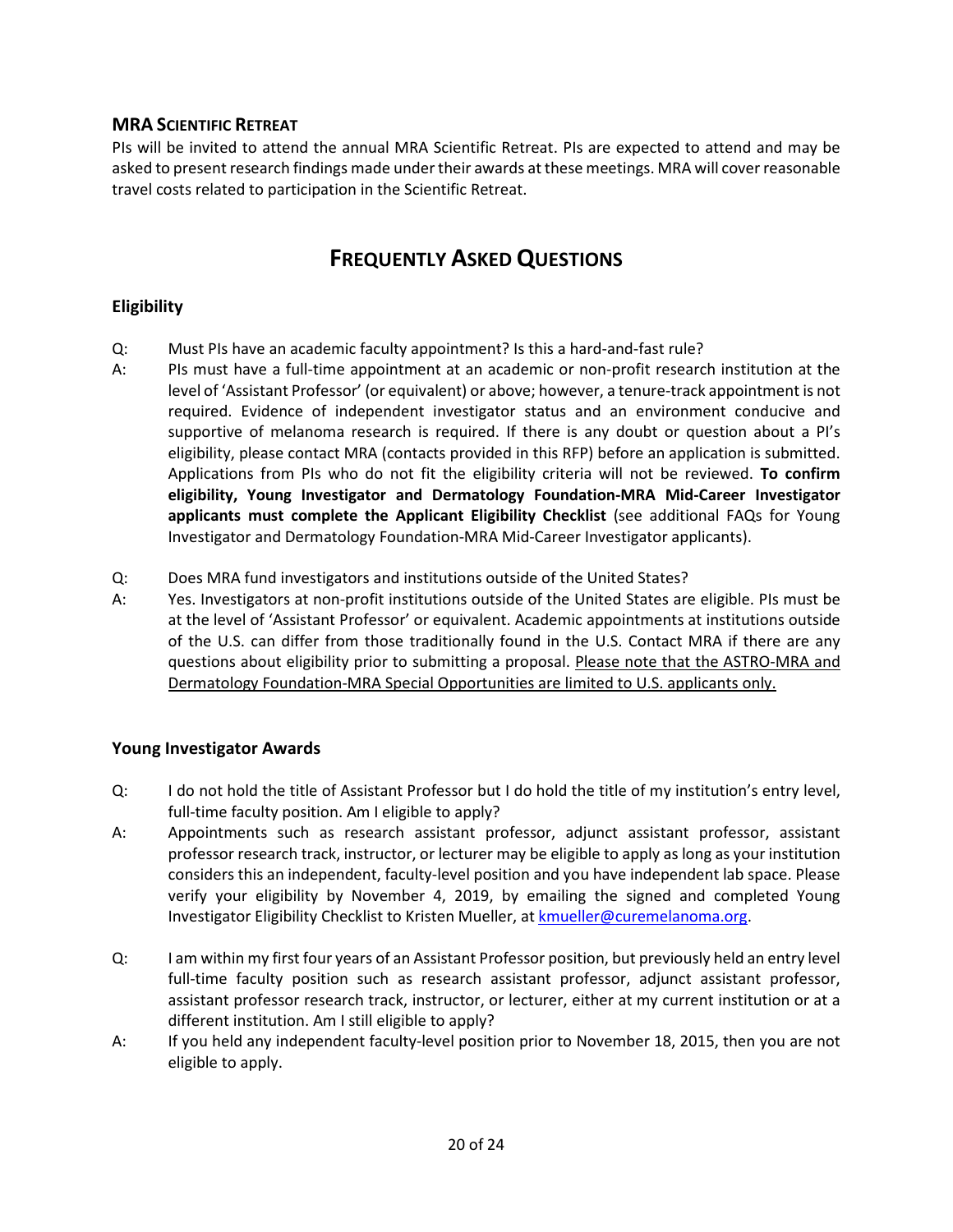### MRA Scientific Retreat

PIs will be invited to attend the annual MRA Scientific Retreat. PIs are expected to attend and may be asked to present research findings made under their awards at these meetings. MRA will cover reasonable travel costs related to participation in the Scientific Retreat.

# Frequently Asked Questions

### Eligibility

Q: Must PIs have an academic faculty appointment? Is this a hard-and-fast rule?

A: PIs must have a full-time appointment at an academic or non-profit research institution at the level of 'Assistant Professor' (or equivalent) or above; however, a tenure-track appointment is not required. Evidence of independent investigator status and an environment conducive and supportive of melanoma research is required. If there is any doubt or question about a PI's eligibility, please contact MRA (contacts provided in this RFP) before an application is submitted. Applications from PIs who do not fit the eligibility criteria will not be reviewed. **To confirm eligibility, Young Investigator and Dermatology Foundation-MRA Mid-Career Investigator applicants must complete the Applicant Eligibility Checklist** (see additional FAQs for Young Investigator and Dermatology Foundation-MRA Mid-Career Investigator applicants).

Q: Does MRA fund investigators and institutions outside of the United States?

A: Yes. Investigators at non-profit institutions outside of the United States are eligible. PIs must be at the level of 'Assistant Professor' or equivalent. Academic appointments at institutions outside of the U.S. can differ from those traditionally found in the U.S. Contact MRA if there are any questions about eligibility prior to submitting a proposal. <u>Please note that the ASTRO-MRA and Dermatology Foundation-MRA Special Opportunities are limited to U.S. applicants only.</u>

### Young Investigator Awards

Q: I do not hold the title of Assistant Professor but I do hold the title of my institution's entry level, full-time faculty position. Am I eligible to apply?

A: Appointments such as research assistant professor, adjunct assistant professor, assistant professor research track, instructor, or lecturer may be eligible to apply as long as your institution considers this an independent, faculty-level position and you have independent lab space. Please verify your eligibility by November 4, 2019, by emailing the signed and completed Young Investigator Eligibility Checklist to Kristen Mueller, at kmueller@curemelanoma.org.

Q: I am within my first four years of an Assistant Professor position, but previously held an entry level full-time faculty position such as research assistant professor, adjunct assistant professor, assistant professor research track, instructor, or lecturer, either at my current institution or at a different institution. Am I still eligible to apply?

A: If you held any independent faculty-level position prior to November 18, 2015, then you are not eligible to apply.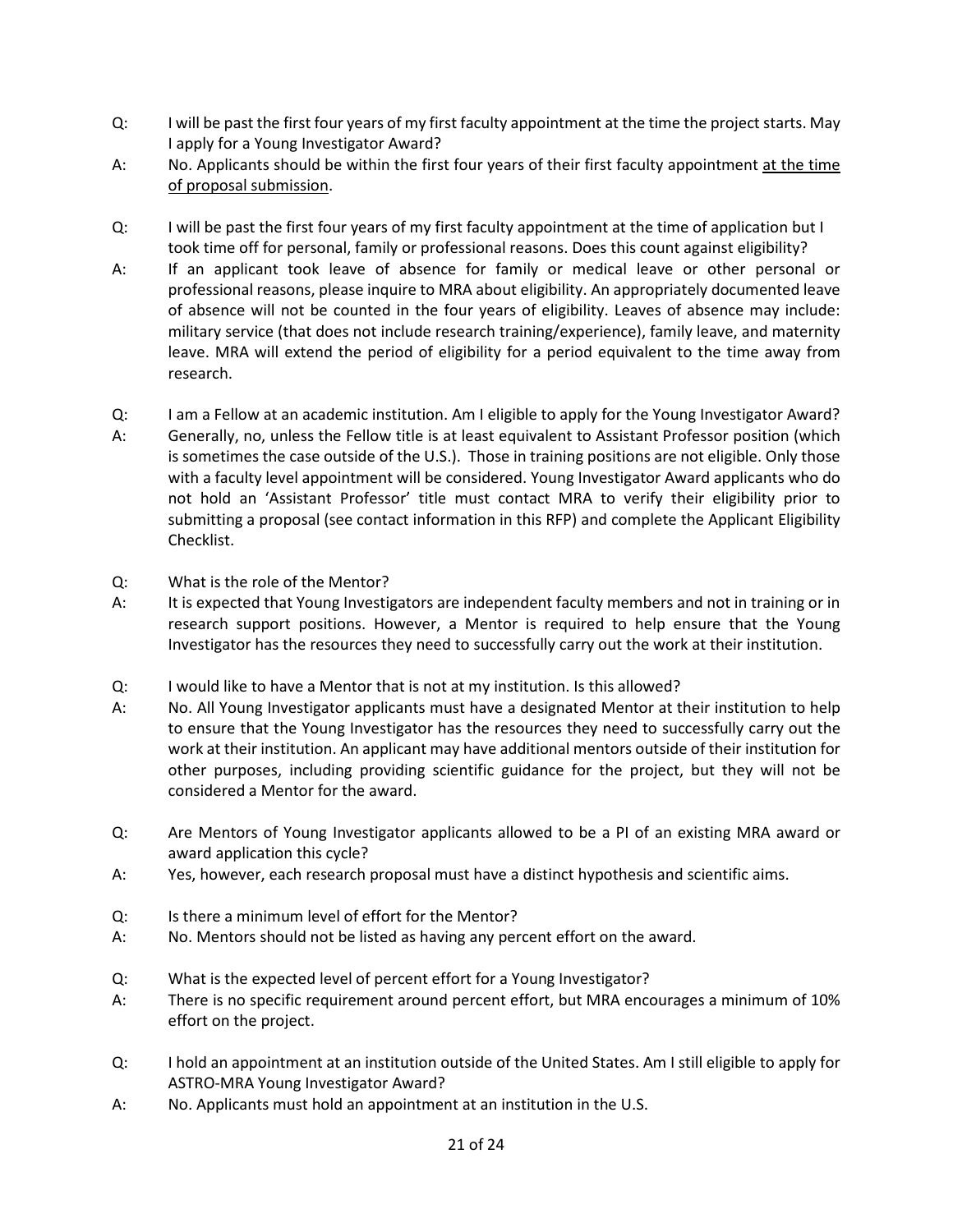Q: I will be past the first four years of my first faculty appointment at the time the project starts. May I apply for a Young Investigator Award?

A: No. Applicants should be within the first four years of their first faculty appointment <u>at the time of proposal submission</u>.

Q: I will be past the first four years of my first faculty appointment at the time of application but I took time off for personal, family or professional reasons. Does this count against eligibility?

A: If an applicant took leave of absence for family or medical leave or other personal or professional reasons, please inquire to MRA about eligibility. An appropriately documented leave of absence will not be counted in the four years of eligibility. Leaves of absence may include: military service (that does not include research training/experience), family leave, and maternity leave. MRA will extend the period of eligibility for a period equivalent to the time away from research.

Q: I am a Fellow at an academic institution. Am I eligible to apply for the Young Investigator Award?

A: Generally, no, unless the Fellow title is at least equivalent to Assistant Professor position (which is sometimes the case outside of the U.S.). Those in training positions are not eligible. Only those with a faculty level appointment will be considered. Young Investigator Award applicants who do not hold an 'Assistant Professor' title must contact MRA to verify their eligibility prior to submitting a proposal (see contact information in this RFP) and complete the Applicant Eligibility Checklist.

Q: What is the role of the Mentor?

A: It is expected that Young Investigators are independent faculty members and not in training or in research support positions. However, a Mentor is required to help ensure that the Young Investigator has the resources they need to successfully carry out the work at their institution.

Q: I would like to have a Mentor that is not at my institution. Is this allowed?

A: No. All Young Investigator applicants must have a designated Mentor at their institution to help to ensure that the Young Investigator has the resources they need to successfully carry out the work at their institution. An applicant may have additional mentors outside of their institution for other purposes, including providing scientific guidance for the project, but they will not be considered a Mentor for the award.

Q: Are Mentors of Young Investigator applicants allowed to be a PI of an existing MRA award or award application this cycle?

A: Yes, however, each research proposal must have a distinct hypothesis and scientific aims.

Q: Is there a minimum level of effort for the Mentor?

A: No. Mentors should not be listed as having any percent effort on the award.

Q: What is the expected level of percent effort for a Young Investigator?

A: There is no specific requirement around percent effort, but MRA encourages a minimum of 10% effort on the project.

Q: I hold an appointment at an institution outside of the United States. Am I still eligible to apply for ASTRO-MRA Young Investigator Award?

A: No. Applicants must hold an appointment at an institution in the U.S.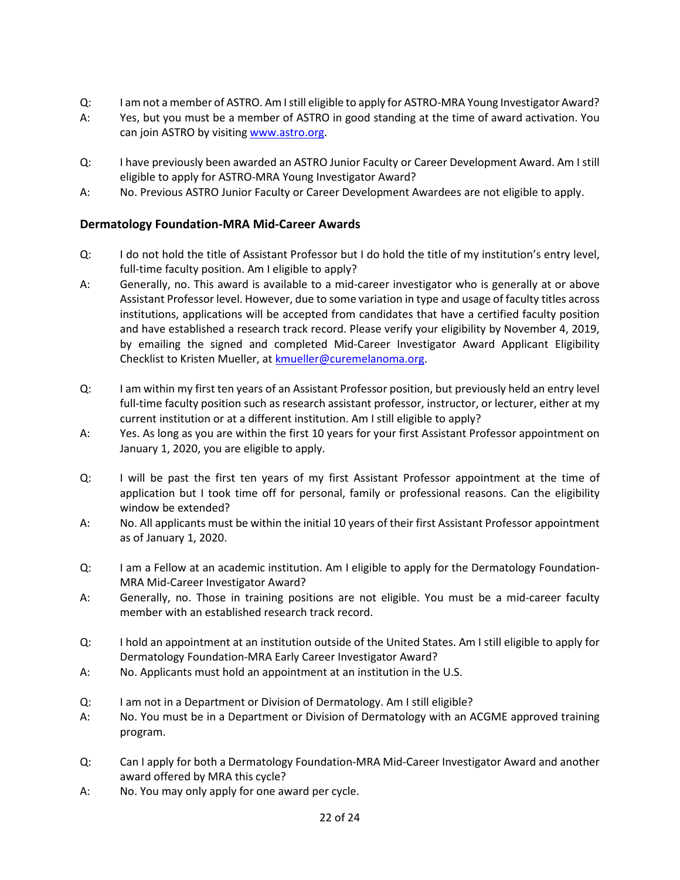Q: I am not a member of ASTRO. Am I still eligible to apply for ASTRO-MRA Young Investigator Award?

A: Yes, but you must be a member of ASTRO in good standing at the time of award activation. You can join ASTRO by visiting [www.astro.org](www.astro.org).

Q: I have previously been awarded an ASTRO Junior Faculty or Career Development Award. Am I still eligible to apply for ASTRO-MRA Young Investigator Award?

A: No. Previous ASTRO Junior Faculty or Career Development Awardees are not eligible to apply.

### Dermatology Foundation-MRA Mid-Career Awards

Q: I do not hold the title of Assistant Professor but I do hold the title of my institution's entry level, full-time faculty position. Am I eligible to apply?

A: Generally, no. This award is available to a mid-career investigator who is generally at or above Assistant Professor level. However, due to some variation in type and usage of faculty titles across institutions, applications will be accepted from candidates that have a certified faculty position and have established a research track record. Please verify your eligibility by November 4, 2019, by emailing the signed and completed Mid-Career Investigator Award Applicant Eligibility Checklist to Kristen Mueller, at [kmueller@curemelanoma.org](mailto:kmueller@curemelanoma.org).

Q: I am within my first ten years of an Assistant Professor position, but previously held an entry level full-time faculty position such as research assistant professor, instructor, or lecturer, either at my current institution or at a different institution. Am I still eligible to apply?

A: Yes. As long as you are within the first 10 years for your first Assistant Professor appointment on January 1, 2020, you are eligible to apply.

Q: I will be past the first ten years of my first Assistant Professor appointment at the time of application but I took time off for personal, family or professional reasons. Can the eligibility window be extended?

A: No. All applicants must be within the initial 10 years of their first Assistant Professor appointment as of January 1, 2020.

Q: I am a Fellow at an academic institution. Am I eligible to apply for the Dermatology Foundation-MRA Mid-Career Investigator Award?

A: Generally, no. Those in training positions are not eligible. You must be a mid-career faculty member with an established research track record.

Q: I hold an appointment at an institution outside of the United States. Am I still eligible to apply for Dermatology Foundation-MRA Early Career Investigator Award?

A: No. Applicants must hold an appointment at an institution in the U.S.

Q: I am not in a Department or Division of Dermatology. Am I still eligible?

A: No. You must be in a Department or Division of Dermatology with an ACGME approved training program.

Q: Can I apply for both a Dermatology Foundation-MRA Mid-Career Investigator Award and another award offered by MRA this cycle?

A: No. You may only apply for one award per cycle.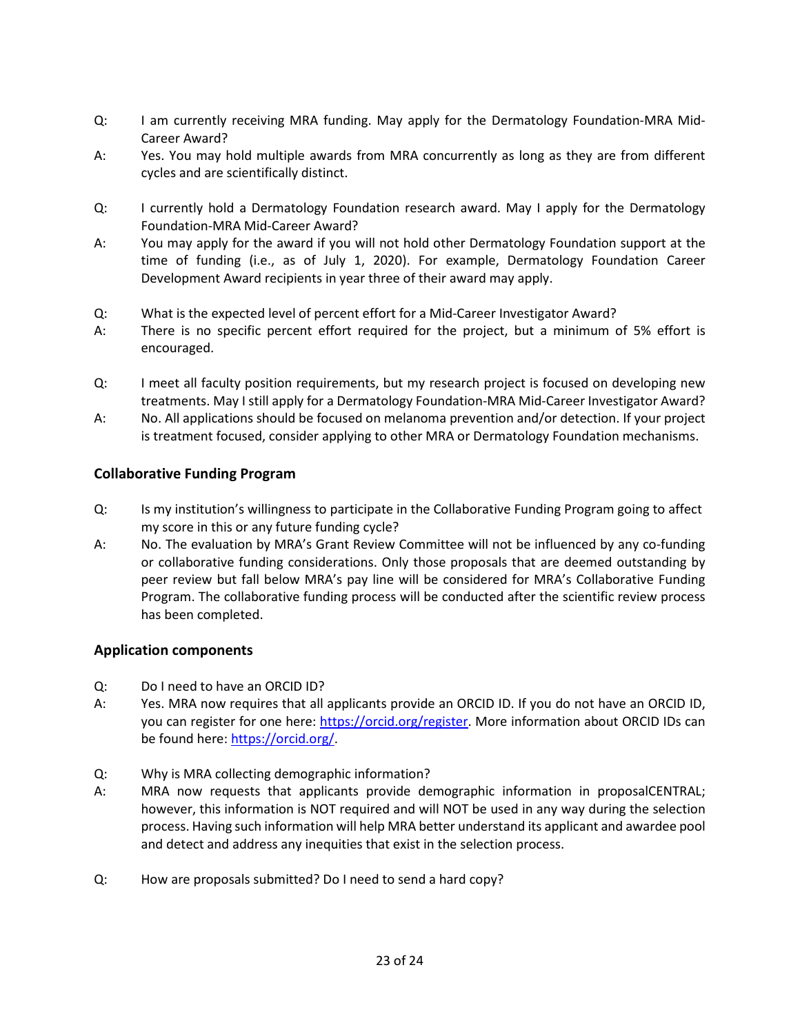Q: I am currently receiving MRA funding. May apply for the Dermatology Foundation-MRA Mid-Career Award?

A: Yes. You may hold multiple awards from MRA concurrently as long as they are from different cycles and are scientifically distinct.

Q: I currently hold a Dermatology Foundation research award. May I apply for the Dermatology Foundation-MRA Mid-Career Award?

A: You may apply for the award if you will not hold other Dermatology Foundation support at the time of funding (i.e., as of July 1, 2020). For example, Dermatology Foundation Career Development Award recipients in year three of their award may apply.

Q: What is the expected level of percent effort for a Mid-Career Investigator Award?

A: There is no specific percent effort required for the project, but a minimum of 5% effort is encouraged.

Q: I meet all faculty position requirements, but my research project is focused on developing new treatments. May I still apply for a Dermatology Foundation-MRA Mid-Career Investigator Award?

A: No. All applications should be focused on melanoma prevention and/or detection. If your project is treatment focused, consider applying to other MRA or Dermatology Foundation mechanisms.

### Collaborative Funding Program

Q: Is my institution's willingness to participate in the Collaborative Funding Program going to affect my score in this or any future funding cycle?

A: No. The evaluation by MRA's Grant Review Committee will not be influenced by any co-funding or collaborative funding considerations. Only those proposals that are deemed outstanding by peer review but fall below MRA's pay line will be considered for MRA's Collaborative Funding Program. The collaborative funding process will be conducted after the scientific review process has been completed.

### Application components

Q: Do I need to have an ORCID ID?

A: Yes. MRA now requires that all applicants provide an ORCID ID. If you do not have an ORCID ID, you can register for one here: https://orcid.org/register. More information about ORCID IDs can be found here: https://orcid.org/.

Q: Why is MRA collecting demographic information?

A: MRA now requests that applicants provide demographic information in proposalCENTRAL; however, this information is NOT required and will NOT be used in any way during the selection process. Having such information will help MRA better understand its applicant and awardee pool and detect and address any inequities that exist in the selection process.

Q: How are proposals submitted? Do I need to send a hard copy?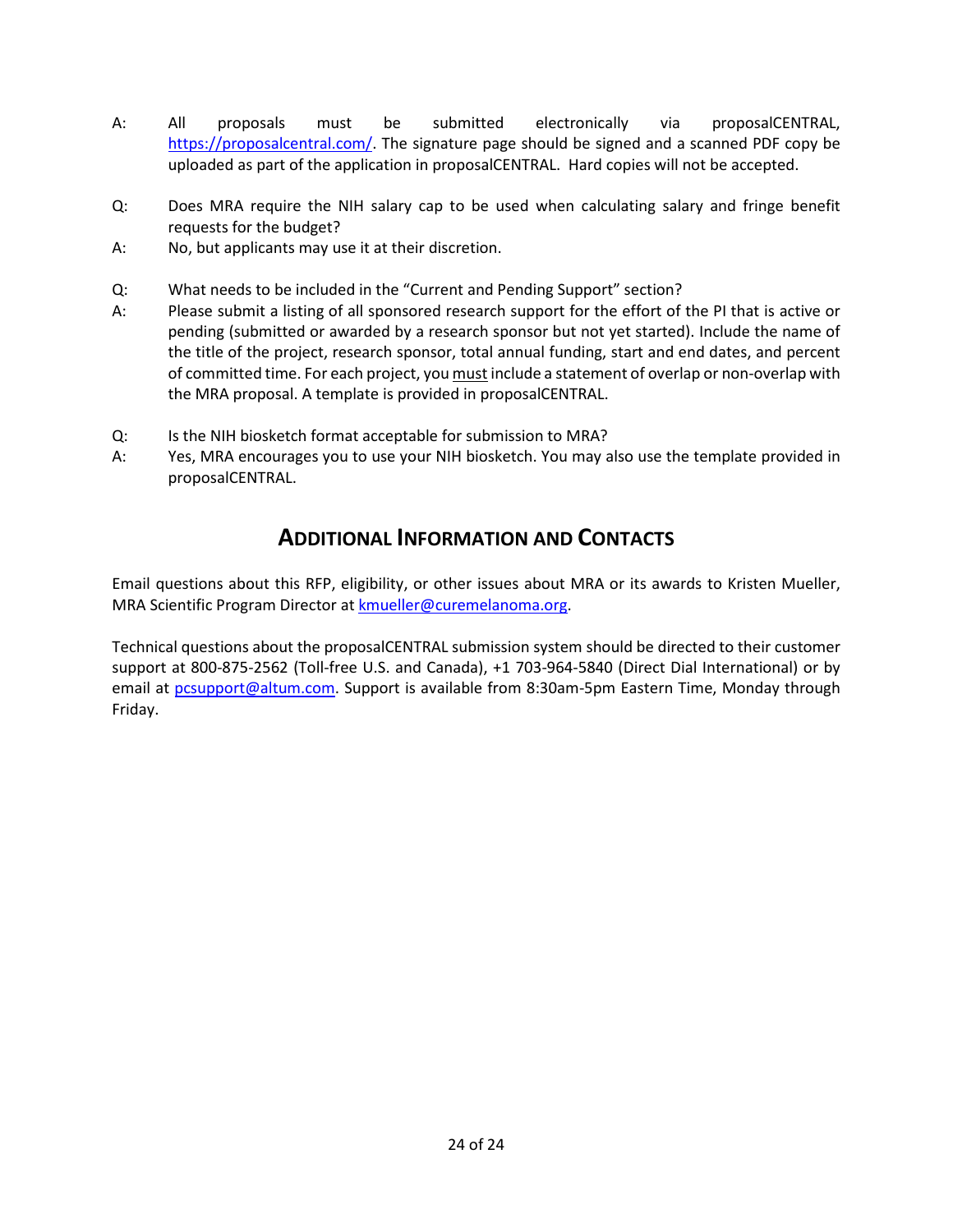A: All proposals must be submitted electronically via proposalCENTRAL, https://proposalcentral.com/. The signature page should be signed and a scanned PDF copy be uploaded as part of the application in proposalCENTRAL. Hard copies will not be accepted.

Q: Does MRA require the NIH salary cap to be used when calculating salary and fringe benefit requests for the budget?

A: No, but applicants may use it at their discretion.

Q: What needs to be included in the "Current and Pending Support" section?

A: Please submit a listing of all sponsored research support for the effort of the PI that is active or pending (submitted or awarded by a research sponsor but not yet started). Include the name of the title of the project, research sponsor, total annual funding, start and end dates, and percent of committed time. For each project, you <u>must</u> include a statement of overlap or non-overlap with the MRA proposal. A template is provided in proposalCENTRAL.

Q: Is the NIH biosketch format acceptable for submission to MRA?

A: Yes, MRA encourages you to use your NIH biosketch. You may also use the template provided in proposalCENTRAL.

## Additional Information and Contacts

Email questions about this RFP, eligibility, or other issues about MRA or its awards to Kristen Mueller, MRA Scientific Program Director at kmueller@curemelanoma.org.

Technical questions about the proposalCENTRAL submission system should be directed to their customer support at 800-875-2562 (Toll-free U.S. and Canada), +1 703-964-5840 (Direct Dial International) or by email at pcsupport@altum.com. Support is available from 8:30am-5pm Eastern Time, Monday through Friday.